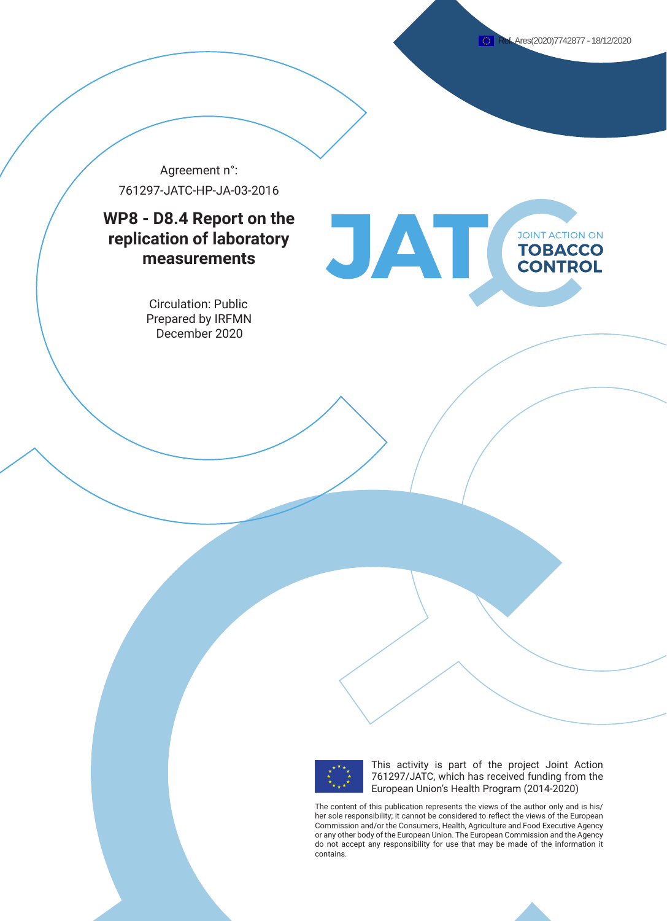Ref. Ares(2020)7742877 - 18/12/2020

Agreement n°:

761297-JATC-HP-JA-03-2016

# WP8 - D8.4 Report on the replication of laboratory measurements

Circulation: Public

Prepared by IRFMN

December 2020

JATC JOINT ACTION ON TOBACCO CONTROL

This activity is part of the project Joint Action 761297/JATC, which has received funding from the European Union's Health Program (2014-2020)

The content of this publication represents the views of the author only and is his/her sole responsibility; it cannot be considered to reflect the views of the European Commission and/or the Consumers, Health, Agriculture and Food Executive Agency or any other body of the European Union. The European Commission and the Agency do not accept any responsibility for use that may be made of the information it contains.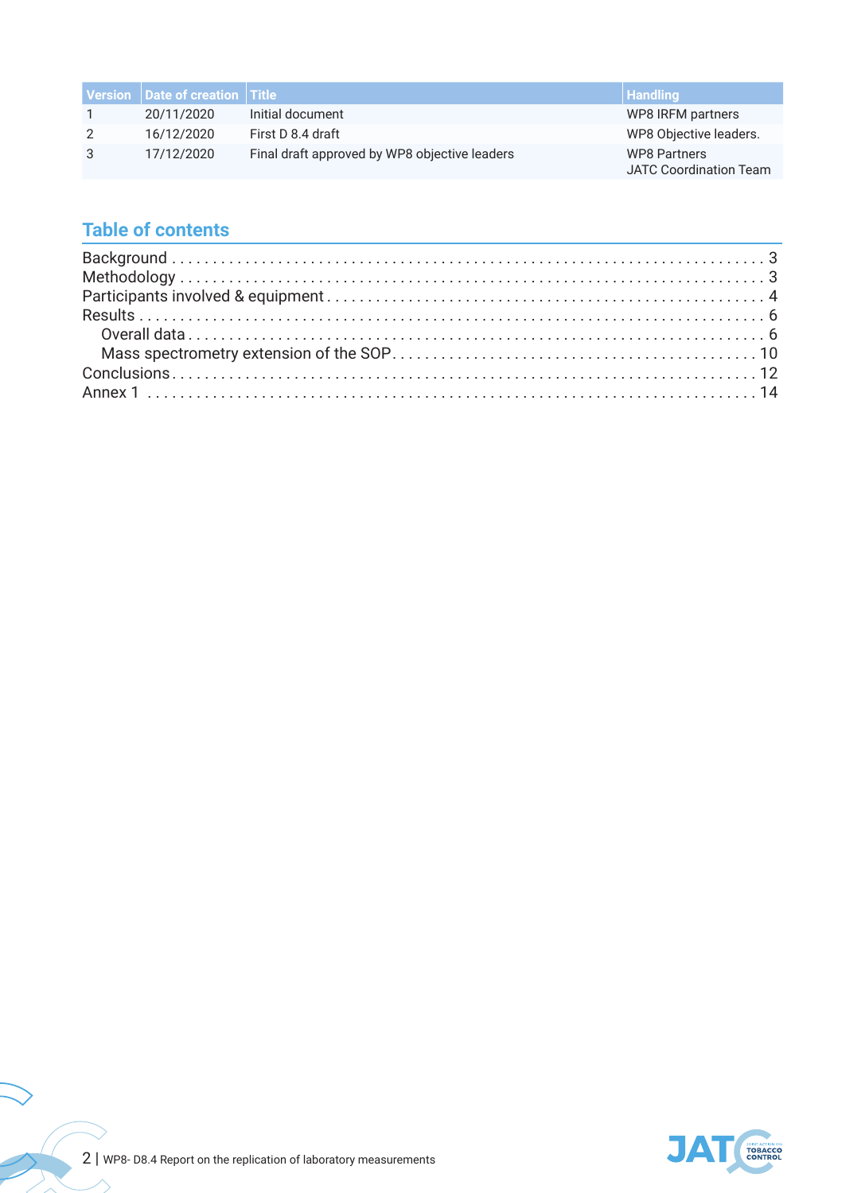| Version | Date of creation | Title | Handling |
|---|---|---|---|
| 1 | 20/11/2020 | Initial document | WP8 IRFM partners |
| 2 | 16/12/2020 | First D 8.4 draft | WP8 Objective leaders. |
| 3 | 17/12/2020 | Final draft approved by WP8 objective leaders | WP8 Partners<br>JATC Coordination Team |

## Table of contents

Background . . . . . . . . . . . . . . . . . . . . . . . . . . . . . . . . . . . . . . . . 3
Methodology . . . . . . . . . . . . . . . . . . . . . . . . . . . . . . . . . . . . . . . 3
Participants involved & equipment . . . . . . . . . . . . . . . . . . . . . . . . . . . 4
Results . . . . . . . . . . . . . . . . . . . . . . . . . . . . . . . . . . . . . . . . . . 6
    Overall data . . . . . . . . . . . . . . . . . . . . . . . . . . . . . . . . . . . . 6
    Mass spectrometry extension of the SOP . . . . . . . . . . . . . . . . . . . . 10
Conclusions . . . . . . . . . . . . . . . . . . . . . . . . . . . . . . . . . . . . . . 12
Annex 1 . . . . . . . . . . . . . . . . . . . . . . . . . . . . . . . . . . . . . . . . 14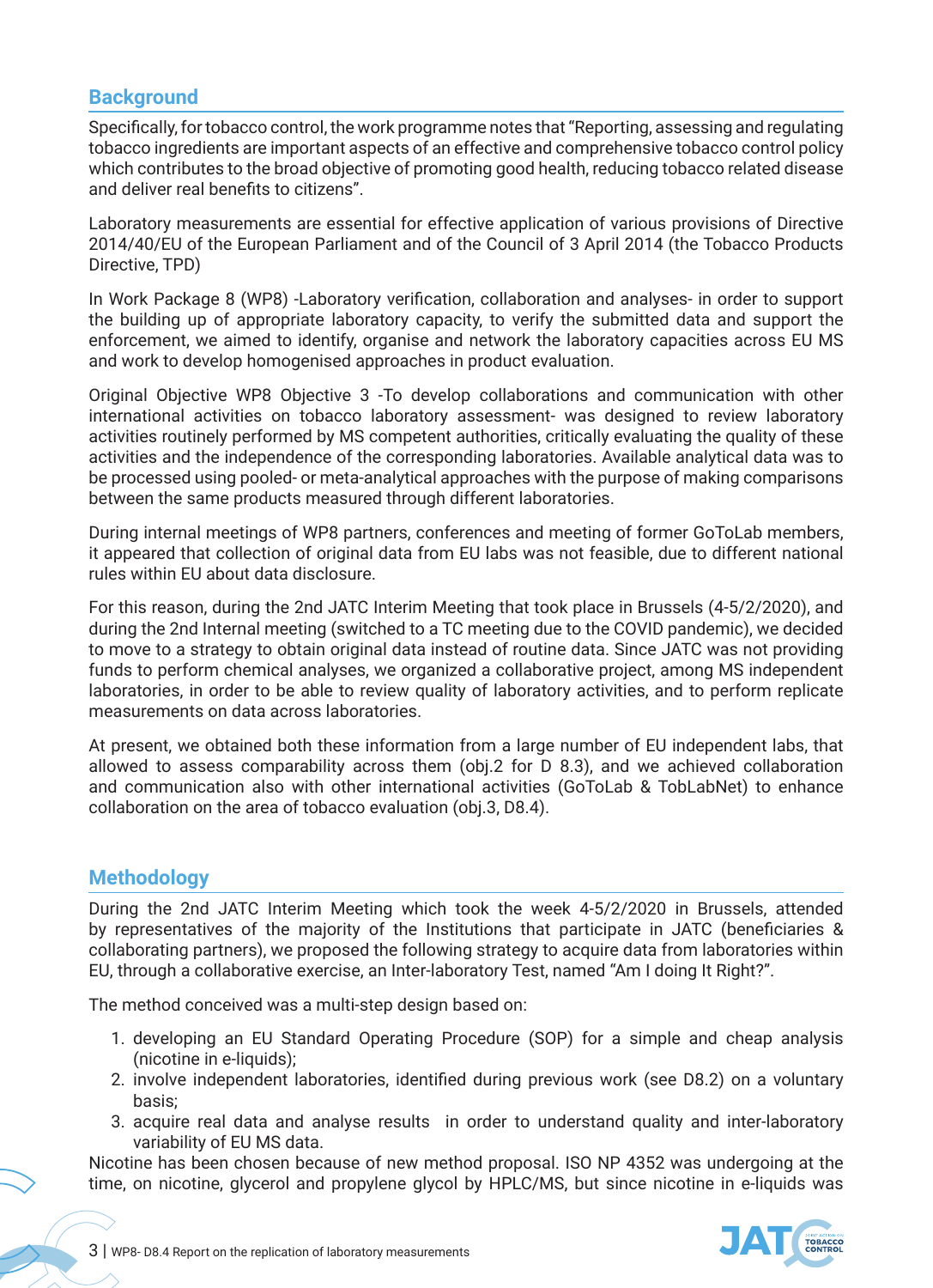## Background

Specifically, for tobacco control, the work programme notes that "Reporting, assessing and regulating tobacco ingredients are important aspects of an effective and comprehensive tobacco control policy which contributes to the broad objective of promoting good health, reducing tobacco related disease and deliver real benefits to citizens".

Laboratory measurements are essential for effective application of various provisions of Directive 2014/40/EU of the European Parliament and of the Council of 3 April 2014 (the Tobacco Products Directive, TPD)

In Work Package 8 (WP8) -Laboratory verification, collaboration and analyses- in order to support the building up of appropriate laboratory capacity, to verify the submitted data and support the enforcement, we aimed to identify, organise and network the laboratory capacities across EU MS and work to develop homogenised approaches in product evaluation.

Original Objective WP8 Objective 3 -To develop collaborations and communication with other international activities on tobacco laboratory assessment- was designed to review laboratory activities routinely performed by MS competent authorities, critically evaluating the quality of these activities and the independence of the corresponding laboratories. Available analytical data was to be processed using pooled- or meta-analytical approaches with the purpose of making comparisons between the same products measured through different laboratories.

During internal meetings of WP8 partners, conferences and meeting of former GoToLab members, it appeared that collection of original data from EU labs was not feasible, due to different national rules within EU about data disclosure.

For this reason, during the 2nd JATC Interim Meeting that took place in Brussels (4-5/2/2020), and during the 2nd Internal meeting (switched to a TC meeting due to the COVID pandemic), we decided to move to a strategy to obtain original data instead of routine data. Since JATC was not providing funds to perform chemical analyses, we organized a collaborative project, among MS independent laboratories, in order to be able to review quality of laboratory activities, and to perform replicate measurements on data across laboratories.

At present, we obtained both these information from a large number of EU independent labs, that allowed to assess comparability across them (obj.2 for D 8.3), and we achieved collaboration and communication also with other international activities (GoToLab & TobLabNet) to enhance collaboration on the area of tobacco evaluation (obj.3, D8.4).

## Methodology

During the 2nd JATC Interim Meeting which took the week 4-5/2/2020 in Brussels, attended by representatives of the majority of the Institutions that participate in JATC (beneficiaries & collaborating partners), we proposed the following strategy to acquire data from laboratories within EU, through a collaborative exercise, an Inter-laboratory Test, named "Am I doing It Right?".

The method conceived was a multi-step design based on:

1. developing an EU Standard Operating Procedure (SOP) for a simple and cheap analysis (nicotine in e-liquids);
2. involve independent laboratories, identified during previous work (see D8.2) on a voluntary basis;
3. acquire real data and analyse results in order to understand quality and inter-laboratory variability of EU MS data.

Nicotine has been chosen because of new method proposal. ISO NP 4352 was undergoing at the time, on nicotine, glycerol and propylene glycol by HPLC/MS, but since nicotine in e-liquids was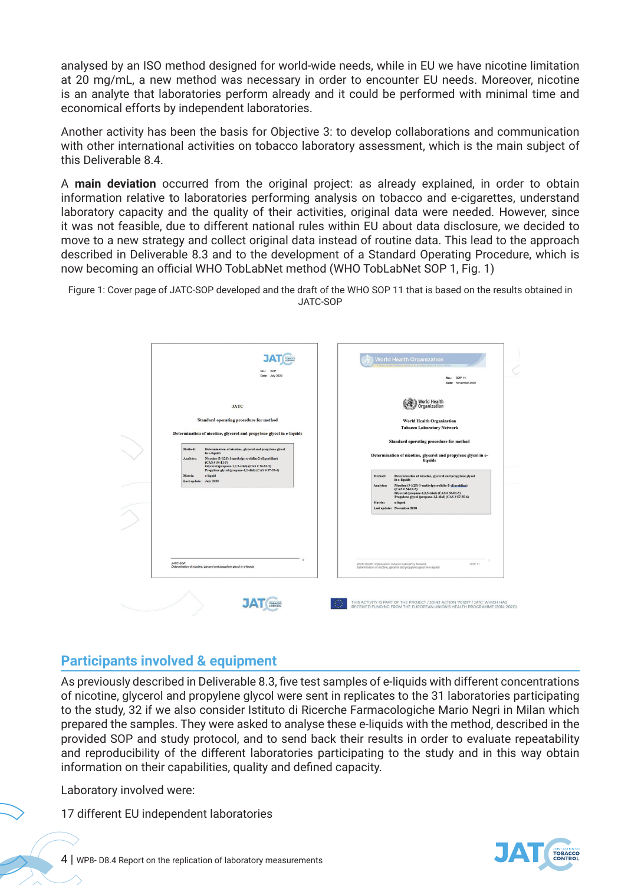analysed by an ISO method designed for world-wide needs, while in EU we have nicotine limitation at 20 mg/mL, a new method was necessary in order to encounter EU needs. Moreover, nicotine is an analyte that laboratories perform already and it could be performed with minimal time and economical efforts by independent laboratories.

Another activity has been the basis for Objective 3: to develop collaborations and communication with other international activities on tobacco laboratory assessment, which is the main subject of this Deliverable 8.4.

A **main deviation** occurred from the original project: as already explained, in order to obtain information relative to laboratories performing analysis on tobacco and e-cigarettes, understand laboratory capacity and the quality of their activities, original data were needed. However, since it was not feasible, due to different national rules within EU about data disclosure, we decided to move to a new strategy and collect original data instead of routine data. This lead to the approach described in Deliverable 8.3 and to the development of a Standard Operating Procedure, which is now becoming an official WHO TobLabNet method (WHO TobLabNet SOP 1, Fig. 1)

Figure 1: Cover page of JATC-SOP developed and the draft of the WHO SOP 11 that is based on the results obtained in JATC-SOP

## Participants involved & equipment

As previously described in Deliverable 8.3, five test samples of e-liquids with different concentrations of nicotine, glycerol and propylene glycol were sent in replicates to the 31 laboratories participating to the study, 32 if we also consider Istituto di Ricerche Farmacologiche Mario Negri in Milan which prepared the samples. They were asked to analyse these e-liquids with the method, described in the provided SOP and study protocol, and to send back their results in order to evaluate repeatability and reproducibility of the different laboratories participating to the study and in this way obtain information on their capabilities, quality and defined capacity.

Laboratory involved were:

17 different EU independent laboratories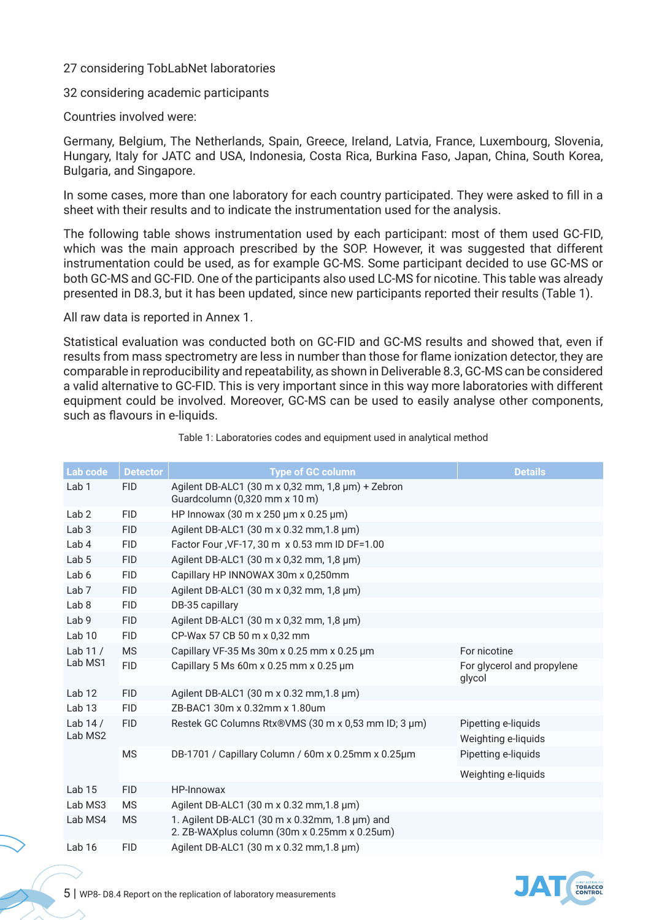27 considering TobLabNet laboratories

32 considering academic participants

Countries involved were:

Germany, Belgium, The Netherlands, Spain, Greece, Ireland, Latvia, France, Luxembourg, Slovenia, Hungary, Italy for JATC and USA, Indonesia, Costa Rica, Burkina Faso, Japan, China, South Korea, Bulgaria, and Singapore.

In some cases, more than one laboratory for each country participated. They were asked to fill in a sheet with their results and to indicate the instrumentation used for the analysis.

The following table shows instrumentation used by each participant: most of them used GC-FID, which was the main approach prescribed by the SOP. However, it was suggested that different instrumentation could be used, as for example GC-MS. Some participant decided to use GC-MS or both GC-MS and GC-FID. One of the participants also used LC-MS for nicotine. This table was already presented in D8.3, but it has been updated, since new participants reported their results (Table 1).

All raw data is reported in Annex 1.

Statistical evaluation was conducted both on GC-FID and GC-MS results and showed that, even if results from mass spectrometry are less in number than those for flame ionization detector, they are comparable in reproducibility and repeatability, as shown in Deliverable 8.3, GC-MS can be considered a valid alternative to GC-FID. This is very important since in this way more laboratories with different equipment could be involved. Moreover, GC-MS can be used to easily analyse other components, such as flavours in e-liquids.

Table 1: Laboratories codes and equipment used in analytical method

| Lab code | Detector | Type of GC column | Details |
|---|---|---|---|
| Lab 1 | FID | Agilent DB-ALC1 (30 m x 0,32 mm, 1,8 µm) + Zebron Guardcolumn (0,320 mm x 10 m) | |
| Lab 2 | FID | HP Innowax (30 m x 250 µm x 0.25 µm) | |
| Lab 3 | FID | Agilent DB-ALC1 (30 m x 0.32 mm,1.8 µm) | |
| Lab 4 | FID | Factor Four ,VF-17, 30 m x 0.53 mm ID DF=1.00 | |
| Lab 5 | FID | Agilent DB-ALC1 (30 m x 0,32 mm, 1,8 µm) | |
| Lab 6 | FID | Capillary HP INNOWAX 30m x 0,250mm | |
| Lab 7 | FID | Agilent DB-ALC1 (30 m x 0,32 mm, 1,8 µm) | |
| Lab 8 | FID | DB-35 capillary | |
| Lab 9 | FID | Agilent DB-ALC1 (30 m x 0,32 mm, 1,8 µm) | |
| Lab 10 | FID | CP-Wax 57 CB 50 m x 0,32 mm | |
| Lab 11 / Lab MS1 | MS | Capillary VF-35 Ms 30m x 0.25 mm x 0.25 µm | For nicotine |
| | FID | Capillary 5 Ms 60m x 0.25 mm x 0.25 µm | For glycerol and propylene glycol |
| Lab 12 | FID | Agilent DB-ALC1 (30 m x 0.32 mm,1.8 µm) | |
| Lab 13 | FID | ZB-BAC1 30m x 0.32mm x 1.80um | |
| Lab 14 / Lab MS2 | FID | Restek GC Columns Rtx®VMS (30 m x 0,53 mm ID; 3 µm) | Pipetting e-liquids |
| | | | Weighting e-liquids |
| | MS | DB-1701 / Capillary Column / 60m x 0.25mm x 0.25µm | Pipetting e-liquids |
| | | | Weighting e-liquids |
| Lab 15 | FID | HP-Innowax | |
| Lab MS3 | MS | Agilent DB-ALC1 (30 m x 0.32 mm,1.8 µm) | |
| Lab MS4 | MS | 1. Agilent DB-ALC1 (30 m x 0.32mm, 1.8 µm) and 2. ZB-WAXplus column (30m x 0.25mm x 0.25um) | |
| Lab 16 | FID | Agilent DB-ALC1 (30 m x 0.32 mm,1.8 µm) | |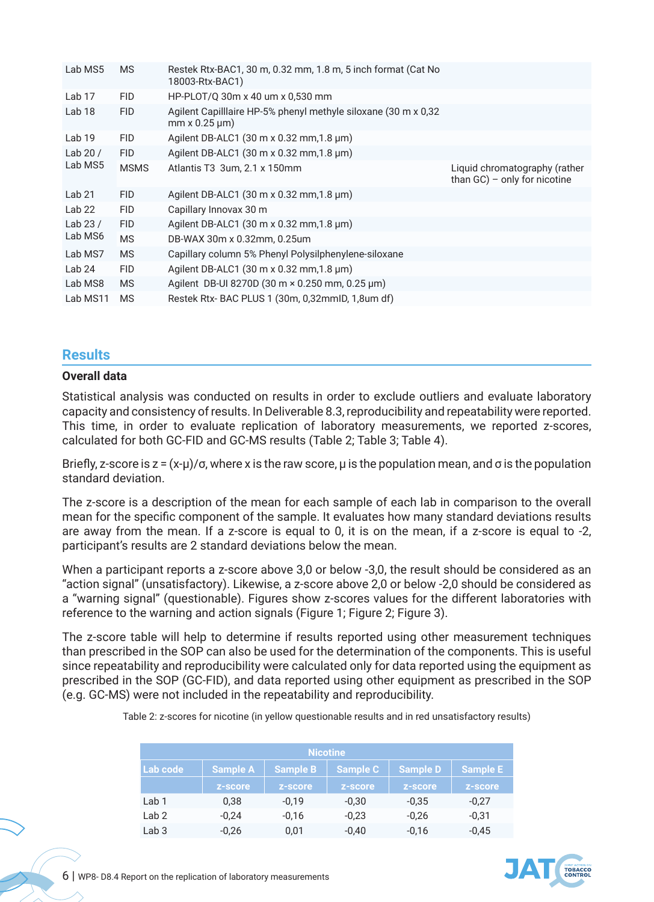| | | | |
|---|---|---|---|
| Lab MS5 | MS | Restek Rtx-BAC1, 30 m, 0.32 mm, 1.8 m, 5 inch format (Cat No 18003-Rtx-BAC1) | |
| Lab 17 | FID | HP-PLOT/Q 30m x 40 um x 0,530 mm | |
| Lab 18 | FID | Agilent Capilllaire HP-5% phenyl methyle siloxane (30 m x 0,32 mm x 0.25 µm) | |
| Lab 19 | FID | Agilent DB-ALC1 (30 m x 0.32 mm,1.8 µm) | |
| Lab 20 / Lab MS5 | FID | Agilent DB-ALC1 (30 m x 0.32 mm,1.8 µm) | |
| | MSMS | Atlantis T3 3um, 2.1 x 150mm | Liquid chromatography (rather than GC) – only for nicotine |
| Lab 21 | FID | Agilent DB-ALC1 (30 m x 0.32 mm,1.8 µm) | |
| Lab 22 | FID | Capillary Innovax 30 m | |
| Lab 23 / Lab MS6 | FID | Agilent DB-ALC1 (30 m x 0.32 mm,1.8 µm) | |
| | MS | DB-WAX 30m x 0.32mm, 0.25um | |
| Lab MS7 | MS | Capillary column 5% Phenyl Polysilphenylene-siloxane | |
| Lab 24 | FID | Agilent DB-ALC1 (30 m x 0.32 mm,1.8 µm) | |
| Lab MS8 | MS | Agilent DB-UI 8270D (30 m × 0.250 mm, 0.25 µm) | |
| Lab MS11 | MS | Restek Rtx- BAC PLUS 1 (30m, 0,32mmID, 1,8um df) | |

## Results

### Overall data

Statistical analysis was conducted on results in order to exclude outliers and evaluate laboratory capacity and consistency of results. In Deliverable 8.3, reproducibility and repeatability were reported. This time, in order to evaluate replication of laboratory measurements, we reported z-scores, calculated for both GC-FID and GC-MS results (Table 2; Table 3; Table 4).

Briefly, z-score is $z = (x-\mu)/\sigma$, where x is the raw score, μ is the population mean, and σ is the population standard deviation.

The z-score is a description of the mean for each sample of each lab in comparison to the overall mean for the specific component of the sample. It evaluates how many standard deviations results are away from the mean. If a z-score is equal to 0, it is on the mean, if a z-score is equal to -2, participant's results are 2 standard deviations below the mean.

When a participant reports a z-score above 3,0 or below -3,0, the result should be considered as an "action signal" (unsatisfactory). Likewise, a z-score above 2,0 or below -2,0 should be considered as a "warning signal" (questionable). Figures show z-scores values for the different laboratories with reference to the warning and action signals (Figure 1; Figure 2; Figure 3).

The z-score table will help to determine if results reported using other measurement techniques than prescribed in the SOP can also be used for the determination of the components. This is useful since repeatability and reproducibility were calculated only for data reported using the equipment as prescribed in the SOP (GC-FID), and data reported using other equipment as prescribed in the SOP (e.g. GC-MS) were not included in the repeatability and reproducibility.

Table 2: z-scores for nicotine (in yellow questionable results and in red unsatisfactory results)

| Nicotine | | | | | |
|---|---|---|---|---|---|
| Lab code | Sample A | Sample B | Sample C | Sample D | Sample E |
| | z-score | z-score | z-score | z-score | z-score |
| Lab 1 | 0,38 | -0,19 | -0,30 | -0,35 | -0,27 |
| Lab 2 | -0,24 | -0,16 | -0,23 | -0,26 | -0,31 |
| Lab 3 | -0,26 | 0,01 | -0,40 | -0,16 | -0,45 |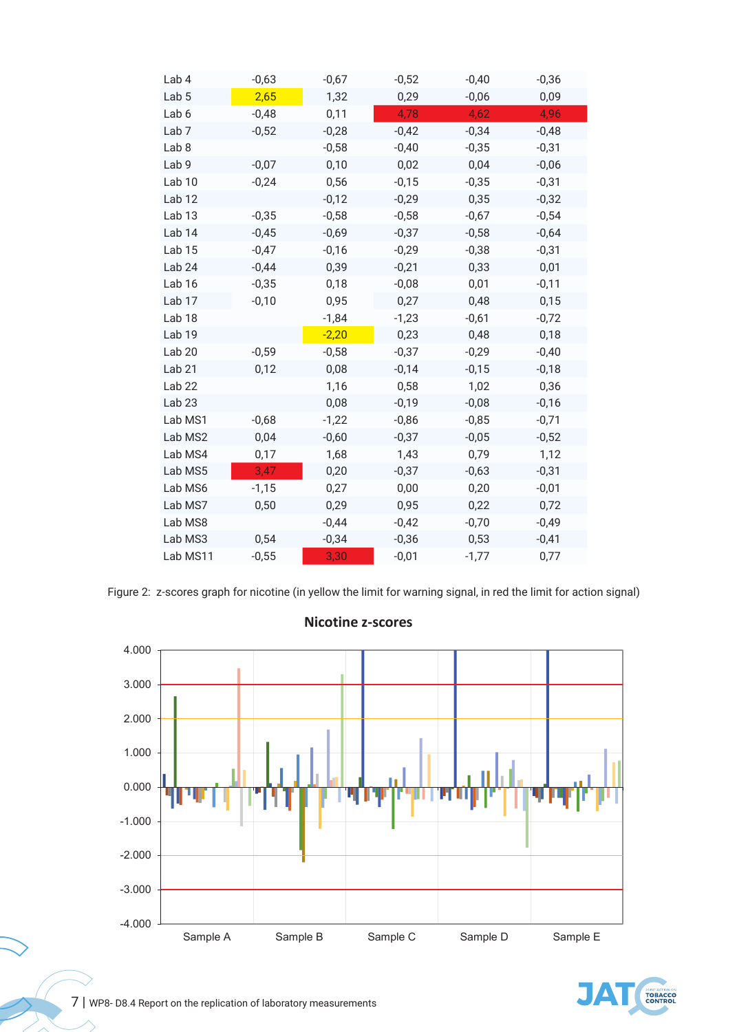| | | | | | |
|---|---|---|---|---|---|
| Lab 4 | -0,63 | -0,67 | -0,52 | -0,40 | -0,36 |
| Lab 5 | 2,65 | 1,32 | 0,29 | -0,06 | 0,09 |
| Lab 6 | -0,48 | 0,11 | 4,78 | 4,62 | 4,96 |
| Lab 7 | -0,52 | -0,28 | -0,42 | -0,34 | -0,48 |
| Lab 8 | | -0,58 | -0,40 | -0,35 | -0,31 |
| Lab 9 | -0,07 | 0,10 | 0,02 | 0,04 | -0,06 |
| Lab 10 | -0,24 | 0,56 | -0,15 | -0,35 | -0,31 |
| Lab 12 | | -0,12 | -0,29 | 0,35 | -0,32 |
| Lab 13 | -0,35 | -0,58 | -0,58 | -0,67 | -0,54 |
| Lab 14 | -0,45 | -0,69 | -0,37 | -0,58 | -0,64 |
| Lab 15 | -0,47 | -0,16 | -0,29 | -0,38 | -0,31 |
| Lab 24 | -0,44 | 0,39 | -0,21 | 0,33 | 0,01 |
| Lab 16 | -0,35 | 0,18 | -0,08 | 0,01 | -0,11 |
| Lab 17 | -0,10 | 0,95 | 0,27 | 0,48 | 0,15 |
| Lab 18 | | -1,84 | -1,23 | -0,61 | -0,72 |
| Lab 19 | | -2,20 | 0,23 | 0,48 | 0,18 |
| Lab 20 | -0,59 | -0,58 | -0,37 | -0,29 | -0,40 |
| Lab 21 | 0,12 | 0,08 | -0,14 | -0,15 | -0,18 |
| Lab 22 | | 1,16 | 0,58 | 1,02 | 0,36 |
| Lab 23 | | 0,08 | -0,19 | -0,08 | -0,16 |
| Lab MS1 | -0,68 | -1,22 | -0,86 | -0,85 | -0,71 |
| Lab MS2 | 0,04 | -0,60 | -0,37 | -0,05 | -0,52 |
| Lab MS4 | 0,17 | 1,68 | 1,43 | 0,79 | 1,12 |
| Lab MS5 | 3,47 | 0,20 | -0,37 | -0,63 | -0,31 |
| Lab MS6 | -1,15 | 0,27 | 0,00 | 0,20 | -0,01 |
| Lab MS7 | 0,50 | 0,29 | 0,95 | 0,22 | 0,72 |
| Lab MS8 | | -0,44 | -0,42 | -0,70 | -0,49 |
| Lab MS3 | 0,54 | -0,34 | -0,36 | 0,53 | -0,41 |
| Lab MS11 | -0,55 | 3,30 | -0,01 | -1,77 | 0,77 |

Figure 2: z-scores graph for nicotine (in yellow the limit for warning signal, in red the limit for action signal)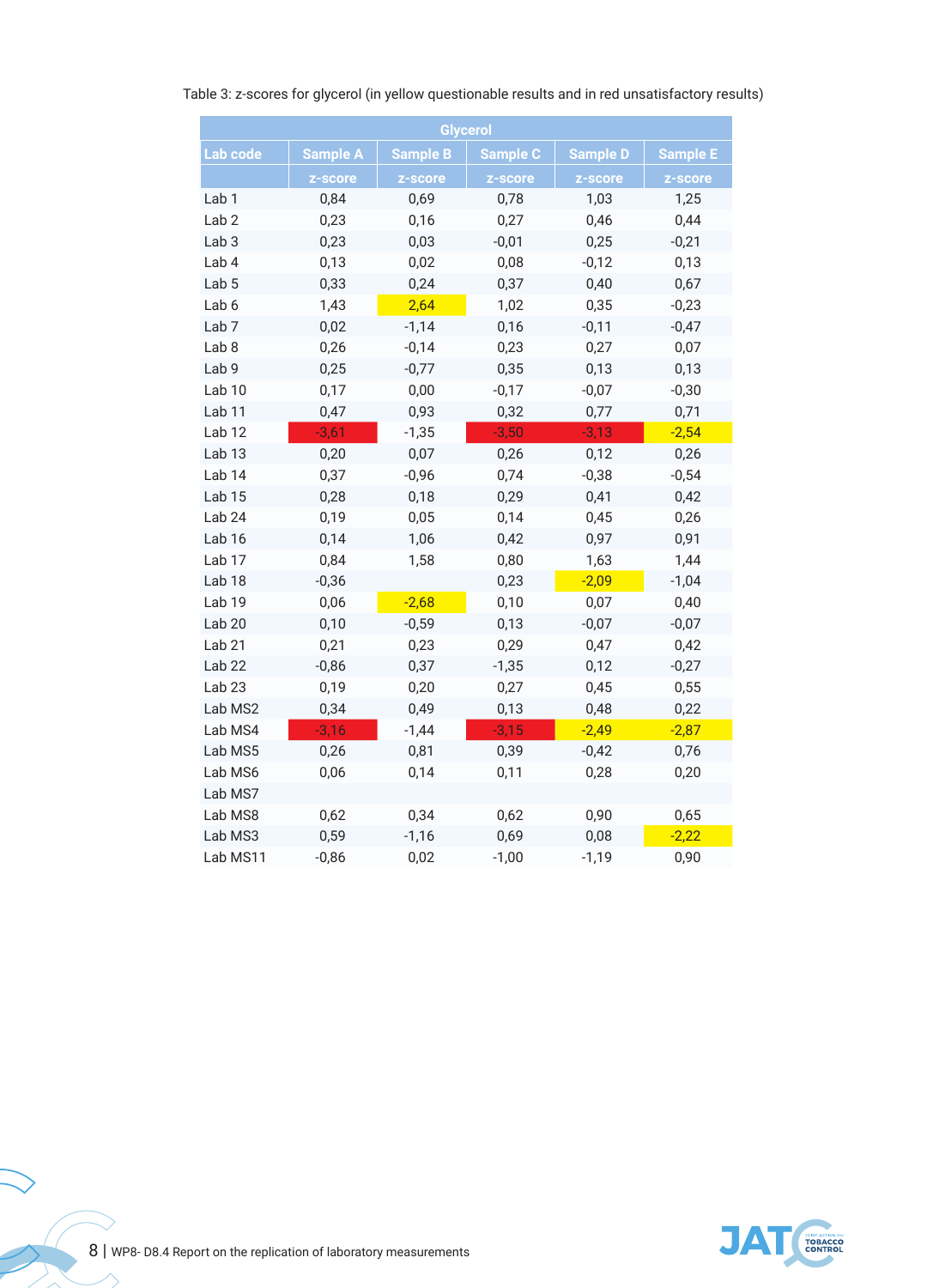Table 3: z-scores for glycerol (in yellow questionable results and in red unsatisfactory results)

| Glycerol | | | | | |
|---|---|---|---|---|---|
| Lab code | Sample A | Sample B | Sample C | Sample D | Sample E |
| | z-score | z-score | z-score | z-score | z-score |
| Lab 1 | 0,84 | 0,69 | 0,78 | 1,03 | 1,25 |
| Lab 2 | 0,23 | 0,16 | 0,27 | 0,46 | 0,44 |
| Lab 3 | 0,23 | 0,03 | -0,01 | 0,25 | -0,21 |
| Lab 4 | 0,13 | 0,02 | 0,08 | -0,12 | 0,13 |
| Lab 5 | 0,33 | 0,24 | 0,37 | 0,40 | 0,67 |
| Lab 6 | 1,43 | 2,64 | 1,02 | 0,35 | -0,23 |
| Lab 7 | 0,02 | -1,14 | 0,16 | -0,11 | -0,47 |
| Lab 8 | 0,26 | -0,14 | 0,23 | 0,27 | 0,07 |
| Lab 9 | 0,25 | -0,77 | 0,35 | 0,13 | 0,13 |
| Lab 10 | 0,17 | 0,00 | -0,17 | -0,07 | -0,30 |
| Lab 11 | 0,47 | 0,93 | 0,32 | 0,77 | 0,71 |
| Lab 12 | -3,61 | -1,35 | -3,50 | -3,13 | -2,54 |
| Lab 13 | 0,20 | 0,07 | 0,26 | 0,12 | 0,26 |
| Lab 14 | 0,37 | -0,96 | 0,74 | -0,38 | -0,54 |
| Lab 15 | 0,28 | 0,18 | 0,29 | 0,41 | 0,42 |
| Lab 24 | 0,19 | 0,05 | 0,14 | 0,45 | 0,26 |
| Lab 16 | 0,14 | 1,06 | 0,42 | 0,97 | 0,91 |
| Lab 17 | 0,84 | 1,58 | 0,80 | 1,63 | 1,44 |
| Lab 18 | -0,36 | | 0,23 | -2,09 | -1,04 |
| Lab 19 | 0,06 | -2,68 | 0,10 | 0,07 | 0,40 |
| Lab 20 | 0,10 | -0,59 | 0,13 | -0,07 | -0,07 |
| Lab 21 | 0,21 | 0,23 | 0,29 | 0,47 | 0,42 |
| Lab 22 | -0,86 | 0,37 | -1,35 | 0,12 | -0,27 |
| Lab 23 | 0,19 | 0,20 | 0,27 | 0,45 | 0,55 |
| Lab MS2 | 0,34 | 0,49 | 0,13 | 0,48 | 0,22 |
| Lab MS4 | -3,16 | -1,44 | -3,15 | -2,49 | -2,87 |
| Lab MS5 | 0,26 | 0,81 | 0,39 | -0,42 | 0,76 |
| Lab MS6 | 0,06 | 0,14 | 0,11 | 0,28 | 0,20 |
| Lab MS7 | | | | | |
| Lab MS8 | 0,62 | 0,34 | 0,62 | 0,90 | 0,65 |
| Lab MS3 | 0,59 | -1,16 | 0,69 | 0,08 | -2,22 |
| Lab MS11 | -0,86 | 0,02 | -1,00 | -1,19 | 0,90 |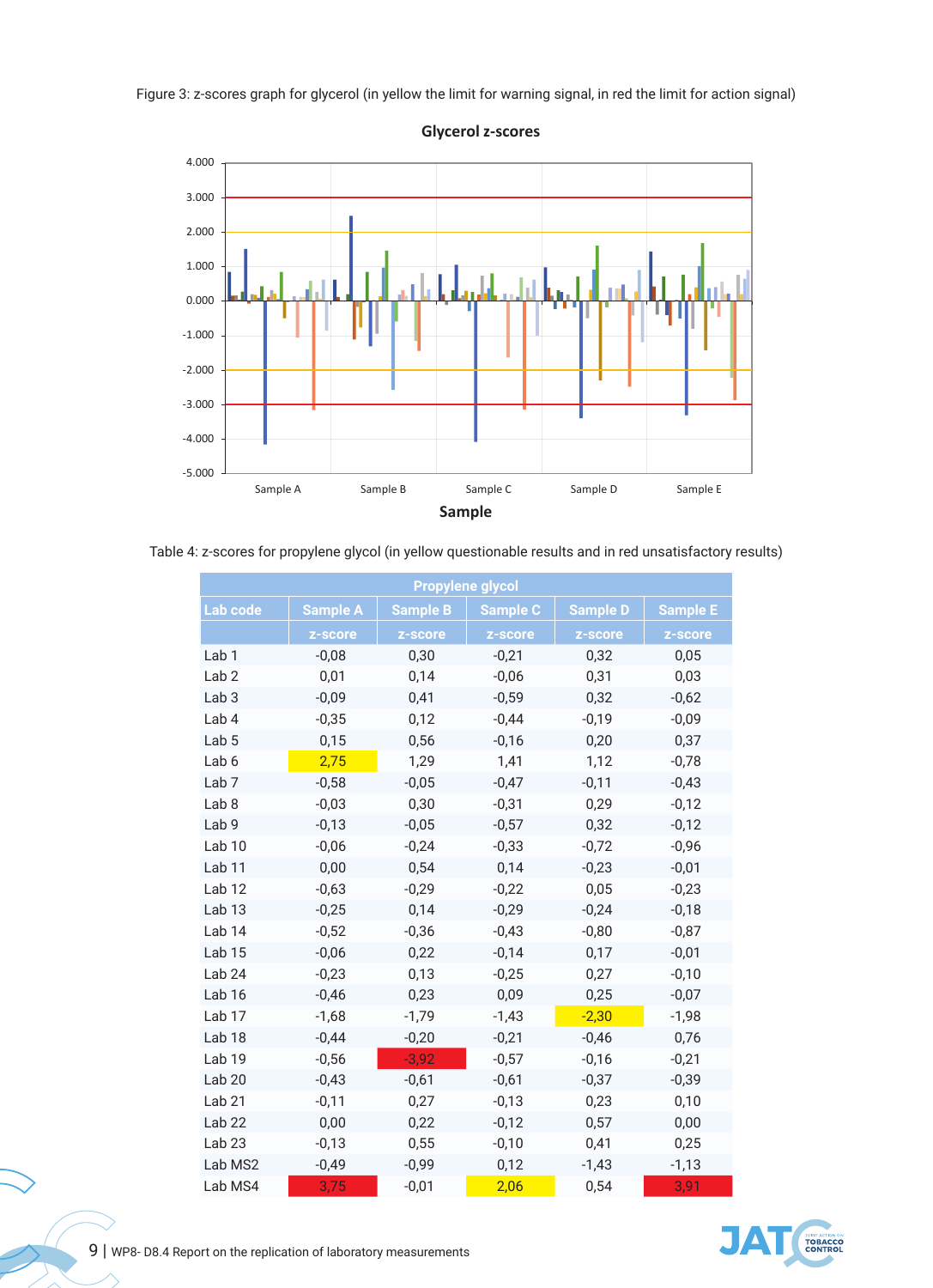Figure 3: z-scores graph for glycerol (in yellow the limit for warning signal, in red the limit for action signal)

Table 4: z-scores for propylene glycol (in yellow questionable results and in red unsatisfactory results)

| Propylene glycol | | | | | |
|---|---|---|---|---|---|
| Lab code | Sample A | Sample B | Sample C | Sample D | Sample E |
| | z-score | z-score | z-score | z-score | z-score |
| Lab 1 | -0,08 | 0,30 | -0,21 | 0,32 | 0,05 |
| Lab 2 | 0,01 | 0,14 | -0,06 | 0,31 | 0,03 |
| Lab 3 | -0,09 | 0,41 | -0,59 | 0,32 | -0,62 |
| Lab 4 | -0,35 | 0,12 | -0,44 | -0,19 | -0,09 |
| Lab 5 | 0,15 | 0,56 | -0,16 | 0,20 | 0,37 |
| Lab 6 | 2,75 | 1,29 | 1,41 | 1,12 | -0,78 |
| Lab 7 | -0,58 | -0,05 | -0,47 | -0,11 | -0,43 |
| Lab 8 | -0,03 | 0,30 | -0,31 | 0,29 | -0,12 |
| Lab 9 | -0,13 | -0,05 | -0,57 | 0,32 | -0,12 |
| Lab 10 | -0,06 | -0,24 | -0,33 | -0,72 | -0,96 |
| Lab 11 | 0,00 | 0,54 | 0,14 | -0,23 | -0,01 |
| Lab 12 | -0,63 | -0,29 | -0,22 | 0,05 | -0,23 |
| Lab 13 | -0,25 | 0,14 | -0,29 | -0,24 | -0,18 |
| Lab 14 | -0,52 | -0,36 | -0,43 | -0,80 | -0,87 |
| Lab 15 | -0,06 | 0,22 | -0,14 | 0,17 | -0,01 |
| Lab 24 | -0,23 | 0,13 | -0,25 | 0,27 | -0,10 |
| Lab 16 | -0,46 | 0,23 | 0,09 | 0,25 | -0,07 |
| Lab 17 | -1,68 | -1,79 | -1,43 | -2,30 | -1,98 |
| Lab 18 | -0,44 | -0,20 | -0,21 | -0,46 | 0,76 |
| Lab 19 | -0,56 | -3,92 | -0,57 | -0,16 | -0,21 |
| Lab 20 | -0,43 | -0,61 | -0,61 | -0,37 | -0,39 |
| Lab 21 | -0,11 | 0,27 | -0,13 | 0,23 | 0,10 |
| Lab 22 | 0,00 | 0,22 | -0,12 | 0,57 | 0,00 |
| Lab 23 | -0,13 | 0,55 | -0,10 | 0,41 | 0,25 |
| Lab MS2 | -0,49 | -0,99 | 0,12 | -1,43 | -1,13 |
| Lab MS4 | 3,75 | -0,01 | 2,06 | 0,54 | 3,91 |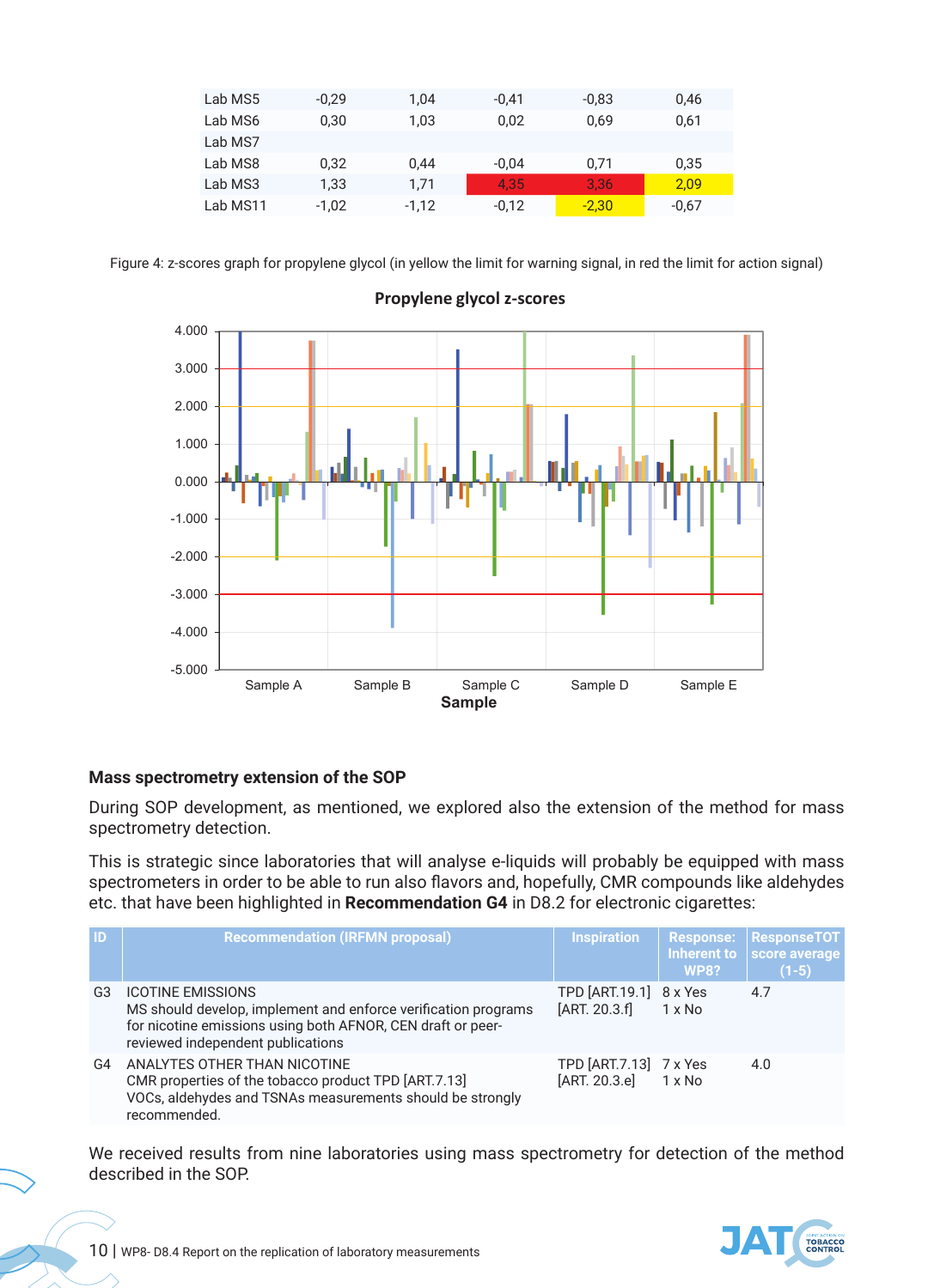| Lab MS5 | -0,29 | 1,04 | -0,41 | -0,83 | 0,46 |
|---|---|---|---|---|---|
| Lab MS6 | 0,30 | 1,03 | 0,02 | 0,69 | 0,61 |
| Lab MS7 | | | | | |
| Lab MS8 | 0,32 | 0,44 | -0,04 | 0,71 | 0,35 |
| Lab MS3 | 1,33 | 1,71 | 4,35 | 3,36 | 2,09 |
| Lab MS11 | -1,02 | -1,12 | -0,12 | -2,30 | -0,67 |

Figure 4: z-scores graph for propylene glycol (in yellow the limit for warning signal, in red the limit for action signal)

### Mass spectrometry extension of the SOP

During SOP development, as mentioned, we explored also the extension of the method for mass spectrometry detection.

This is strategic since laboratories that will analyse e-liquids will probably be equipped with mass spectrometers in order to be able to run also flavors and, hopefully, CMR compounds like aldehydes etc. that have been highlighted in **Recommendation G4** in D8.2 for electronic cigarettes:

| ID | Recommendation (IRFMN proposal) | Inspiration | Response: Inherent to WP8? | ResponseTOT score average (1-5) |
|---|---|---|---|---|
| G3 | ICOTINE EMISSIONS<br>MS should develop, implement and enforce verification programs for nicotine emissions using both AFNOR, CEN draft or peer-reviewed independent publications | TPD [ART.19.1]<br>[ART. 20.3.f] | 8 x Yes<br>1 x No | 4.7 |
| G4 | ANALYTES OTHER THAN NICOTINE<br>CMR properties of the tobacco product TPD [ART.7.13]<br>VOCs, aldehydes and TSNAs measurements should be strongly recommended. | TPD [ART.7.13]<br>[ART. 20.3.e] | 7 x Yes<br>1 x No | 4.0 |

We received results from nine laboratories using mass spectrometry for detection of the method described in the SOP.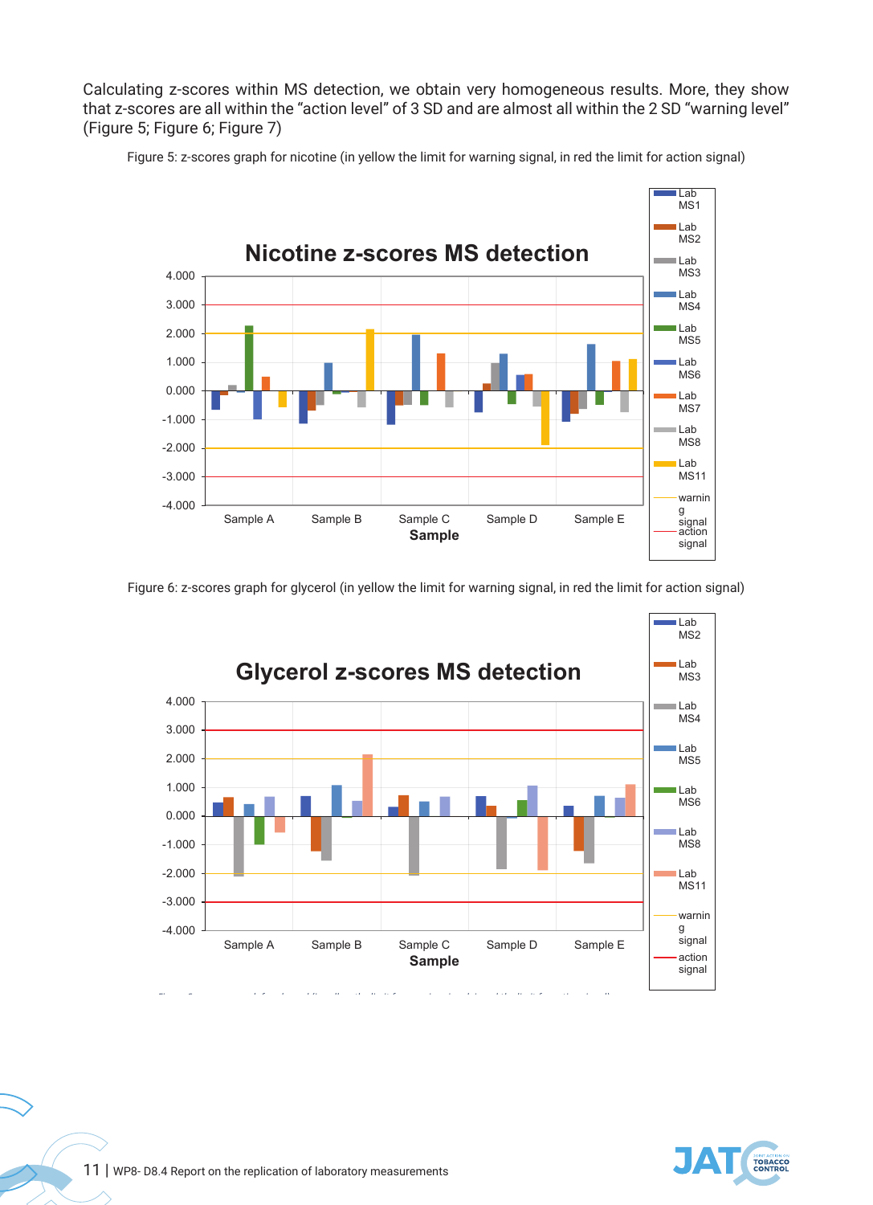Calculating z-scores within MS detection, we obtain very homogeneous results. More, they show that z-scores are all within the "action level" of 3 SD and are almost all within the 2 SD "warning level" (Figure 5; Figure 6; Figure 7)

Figure 5: z-scores graph for nicotine (in yellow the limit for warning signal, in red the limit for action signal)

Figure 6: z-scores graph for glycerol (in yellow the limit for warning signal, in red the limit for action signal)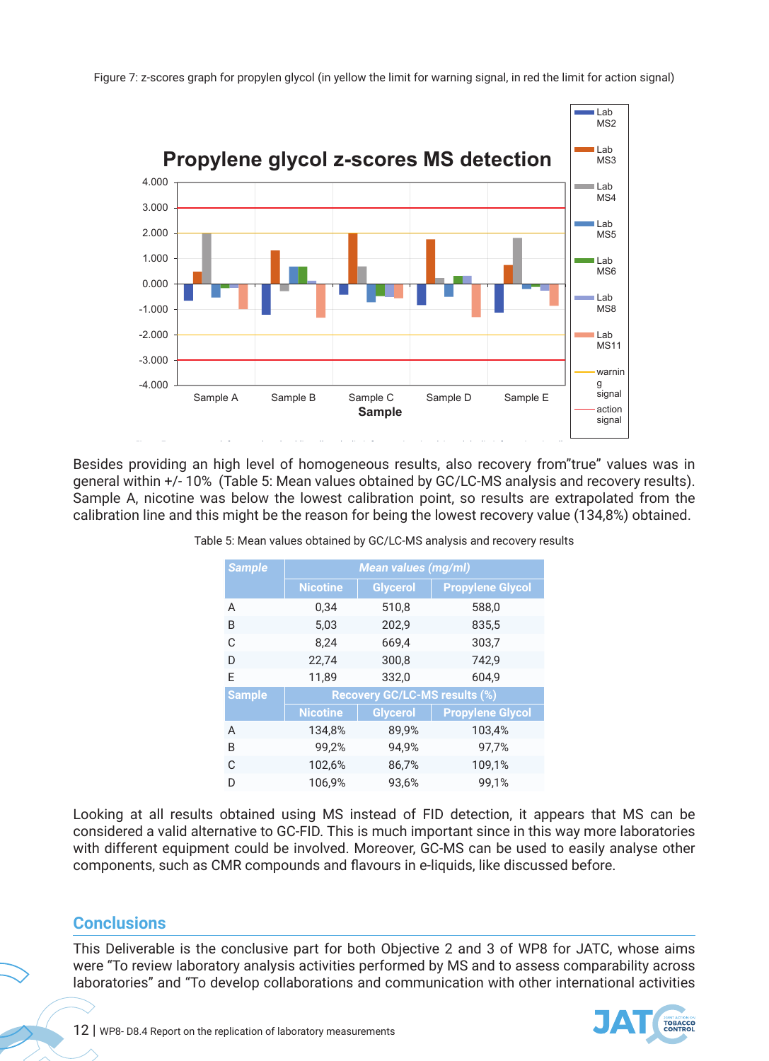Figure 7: z-scores graph for propylen glycol (in yellow the limit for warning signal, in red the limit for action signal)

Besides providing an high level of homogeneous results, also recovery from"true" values was in general within +/- 10% (Table 5: Mean values obtained by GC/LC-MS analysis and recovery results). Sample A, nicotine was below the lowest calibration point, so results are extrapolated from the calibration line and this might be the reason for being the lowest recovery value (134,8%) obtained.

Table 5: Mean values obtained by GC/LC-MS analysis and recovery results

| Sample | Mean values (mg/ml) | | |
|---|---|---|---|
| | Nicotine | Glycerol | Propylene Glycol |
| A | 0,34 | 510,8 | 588,0 |
| B | 5,03 | 202,9 | 835,5 |
| C | 8,24 | 669,4 | 303,7 |
| D | 22,74 | 300,8 | 742,9 |
| E | 11,89 | 332,0 | 604,9 |
| **Sample** | **Recovery GC/LC-MS results (%)** | | |
| | **Nicotine** | **Glycerol** | **Propylene Glycol** |
| A | 134,8% | 89,9% | 103,4% |
| B | 99,2% | 94,9% | 97,7% |
| C | 102,6% | 86,7% | 109,1% |
| D | 106,9% | 93,6% | 99,1% |

Looking at all results obtained using MS instead of FID detection, it appears that MS can be considered a valid alternative to GC-FID. This is much important since in this way more laboratories with different equipment could be involved. Moreover, GC-MS can be used to easily analyse other components, such as CMR compounds and flavours in e-liquids, like discussed before.

## Conclusions

This Deliverable is the conclusive part for both Objective 2 and 3 of WP8 for JATC, whose aims were "To review laboratory analysis activities performed by MS and to assess comparability across laboratories" and "To develop collaborations and communication with other international activities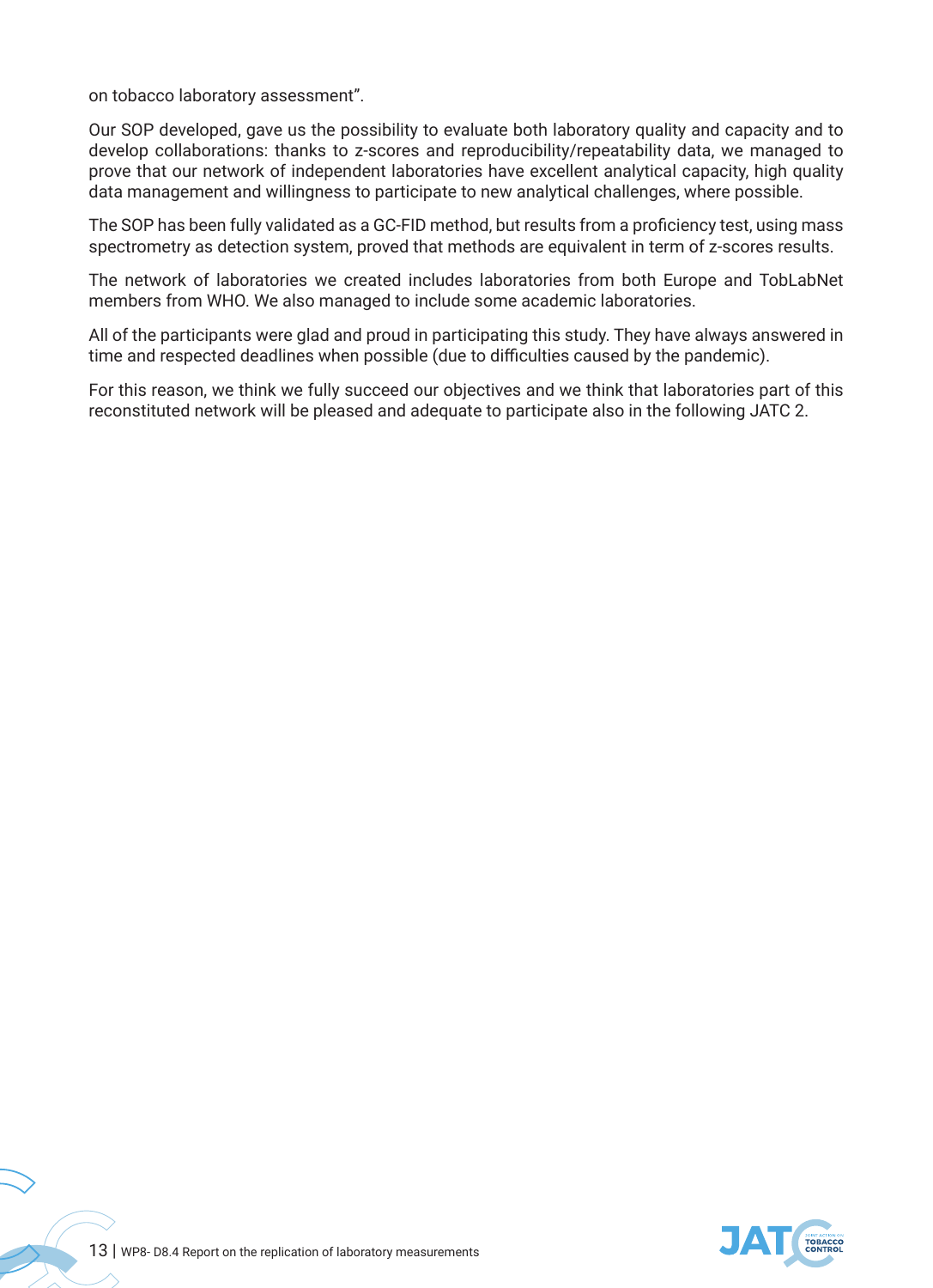on tobacco laboratory assessment".

Our SOP developed, gave us the possibility to evaluate both laboratory quality and capacity and to develop collaborations: thanks to z-scores and reproducibility/repeatability data, we managed to prove that our network of independent laboratories have excellent analytical capacity, high quality data management and willingness to participate to new analytical challenges, where possible.

The SOP has been fully validated as a GC-FID method, but results from a proficiency test, using mass spectrometry as detection system, proved that methods are equivalent in term of z-scores results.

The network of laboratories we created includes laboratories from both Europe and TobLabNet members from WHO. We also managed to include some academic laboratories.

All of the participants were glad and proud in participating this study. They have always answered in time and respected deadlines when possible (due to difficulties caused by the pandemic).

For this reason, we think we fully succeed our objectives and we think that laboratories part of this reconstituted network will be pleased and adequate to participate also in the following JATC 2.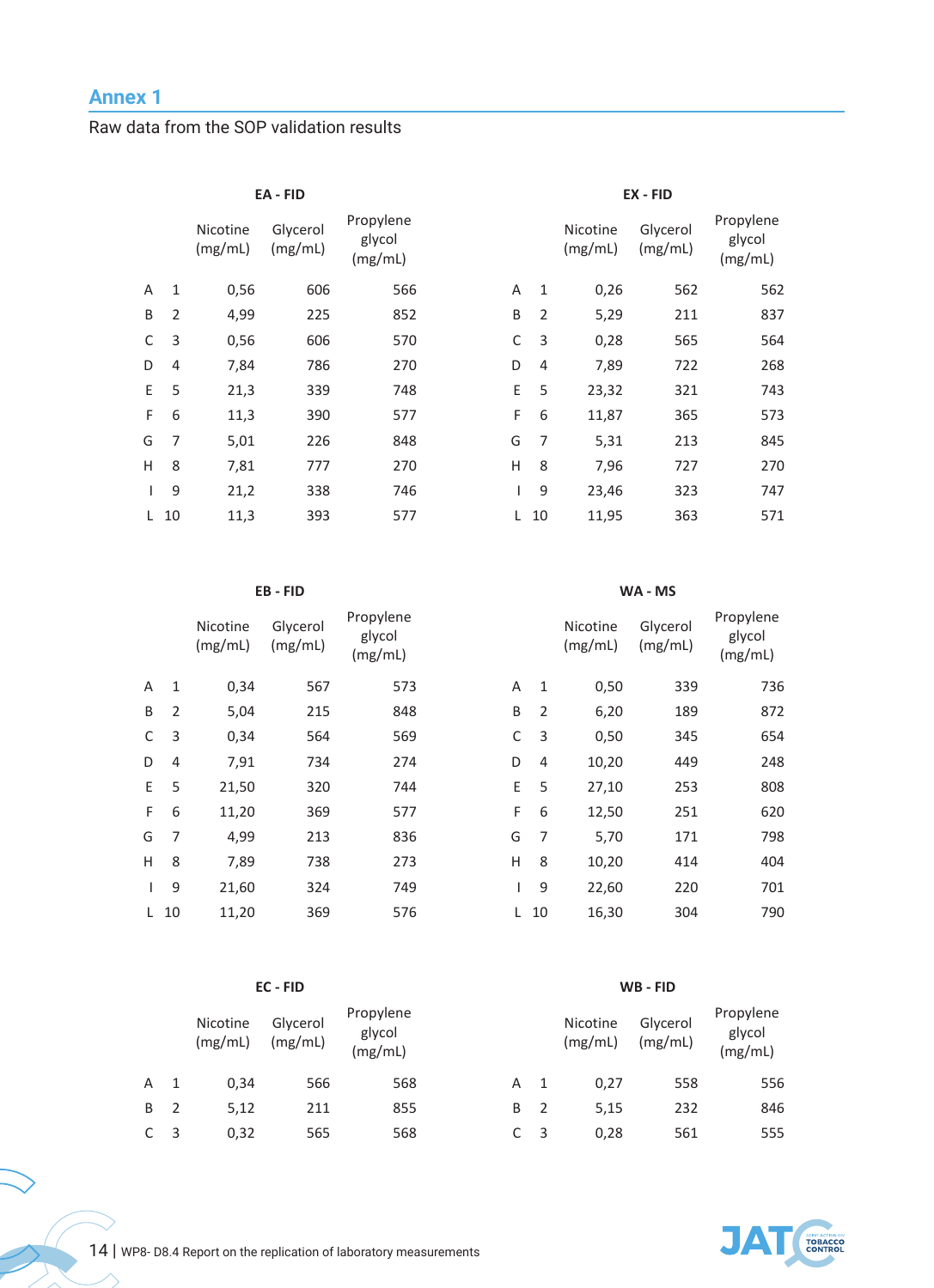## Annex 1

Raw data from the SOP validation results

**EA - FID**

| | | Nicotine (mg/mL) | Glycerol (mg/mL) | Propylene glycol (mg/mL) |
|---|---|---|---|---|
| A | 1 | 0,56 | 606 | 566 |
| B | 2 | 4,99 | 225 | 852 |
| C | 3 | 0,56 | 606 | 570 |
| D | 4 | 7,84 | 786 | 270 |
| E | 5 | 21,3 | 339 | 748 |
| F | 6 | 11,3 | 390 | 577 |
| G | 7 | 5,01 | 226 | 848 |
| H | 8 | 7,81 | 777 | 270 |
| I | 9 | 21,2 | 338 | 746 |
| L | 10 | 11,3 | 393 | 577 |

**EX - FID**

| | | Nicotine (mg/mL) | Glycerol (mg/mL) | Propylene glycol (mg/mL) |
|---|---|---|---|---|
| A | 1 | 0,26 | 562 | 562 |
| B | 2 | 5,29 | 211 | 837 |
| C | 3 | 0,28 | 565 | 564 |
| D | 4 | 7,89 | 722 | 268 |
| E | 5 | 23,32 | 321 | 743 |
| F | 6 | 11,87 | 365 | 573 |
| G | 7 | 5,31 | 213 | 845 |
| H | 8 | 7,96 | 727 | 270 |
| I | 9 | 23,46 | 323 | 747 |
| L | 10 | 11,95 | 363 | 571 |

**EB - FID**

| | | Nicotine (mg/mL) | Glycerol (mg/mL) | Propylene glycol (mg/mL) |
|---|---|---|---|---|
| A | 1 | 0,34 | 567 | 573 |
| B | 2 | 5,04 | 215 | 848 |
| C | 3 | 0,34 | 564 | 569 |
| D | 4 | 7,91 | 734 | 274 |
| E | 5 | 21,50 | 320 | 744 |
| F | 6 | 11,20 | 369 | 577 |
| G | 7 | 4,99 | 213 | 836 |
| H | 8 | 7,89 | 738 | 273 |
| I | 9 | 21,60 | 324 | 749 |
| L | 10 | 11,20 | 369 | 576 |

**WA - MS**

| | | Nicotine (mg/mL) | Glycerol (mg/mL) | Propylene glycol (mg/mL) |
|---|---|---|---|---|
| A | 1 | 0,50 | 339 | 736 |
| B | 2 | 6,20 | 189 | 872 |
| C | 3 | 0,50 | 345 | 654 |
| D | 4 | 10,20 | 449 | 248 |
| E | 5 | 27,10 | 253 | 808 |
| F | 6 | 12,50 | 251 | 620 |
| G | 7 | 5,70 | 171 | 798 |
| H | 8 | 10,20 | 414 | 404 |
| I | 9 | 22,60 | 220 | 701 |
| L | 10 | 16,30 | 304 | 790 |

**EC - FID**

| | | Nicotine (mg/mL) | Glycerol (mg/mL) | Propylene glycol (mg/mL) |
|---|---|---|---|---|
| A | 1 | 0,34 | 566 | 568 |
| B | 2 | 5,12 | 211 | 855 |
| C | 3 | 0,32 | 565 | 568 |

**WB - FID**

| | | Nicotine (mg/mL) | Glycerol (mg/mL) | Propylene glycol (mg/mL) |
|---|---|---|---|---|
| A | 1 | 0,27 | 558 | 556 |
| B | 2 | 5,15 | 232 | 846 |
| C | 3 | 0,28 | 561 | 555 |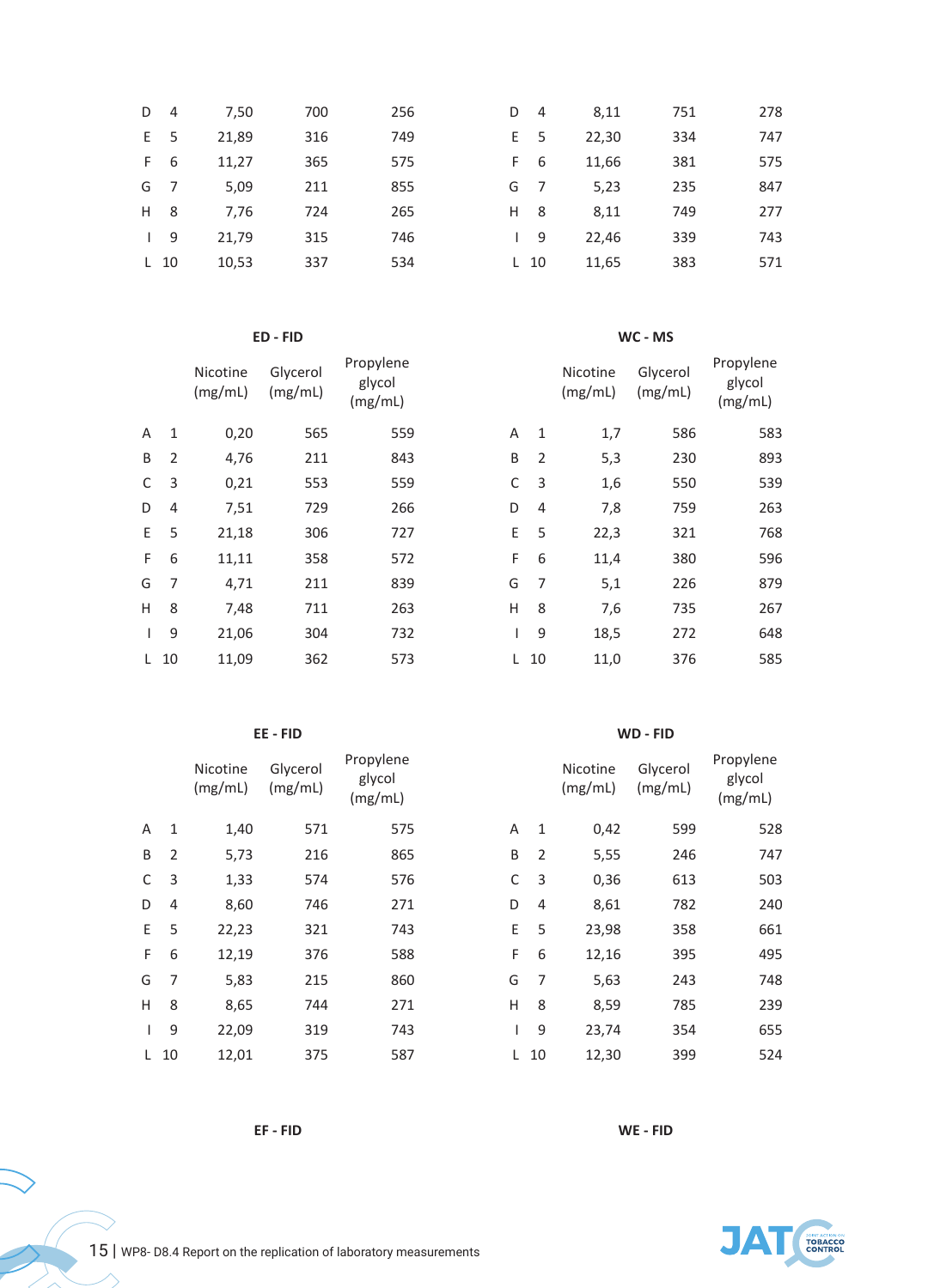| | | | | |
|---|---|---|---|---|
| D | 4 | 7,50 | 700 | 256 |
| E | 5 | 21,89 | 316 | 749 |
| F | 6 | 11,27 | 365 | 575 |
| G | 7 | 5,09 | 211 | 855 |
| H | 8 | 7,76 | 724 | 265 |
| I | 9 | 21,79 | 315 | 746 |
| L | 10 | 10,53 | 337 | 534 |

| | | | | |
|---|---|---|---|---|
| D | 4 | 8,11 | 751 | 278 |
| E | 5 | 22,30 | 334 | 747 |
| F | 6 | 11,66 | 381 | 575 |
| G | 7 | 5,23 | 235 | 847 |
| H | 8 | 8,11 | 749 | 277 |
| I | 9 | 22,46 | 339 | 743 |
| L | 10 | 11,65 | 383 | 571 |

**ED - FID**

| | | Nicotine (mg/mL) | Glycerol (mg/mL) | Propylene glycol (mg/mL) |
|---|---|---|---|---|
| A | 1 | 0,20 | 565 | 559 |
| B | 2 | 4,76 | 211 | 843 |
| C | 3 | 0,21 | 553 | 559 |
| D | 4 | 7,51 | 729 | 266 |
| E | 5 | 21,18 | 306 | 727 |
| F | 6 | 11,11 | 358 | 572 |
| G | 7 | 4,71 | 211 | 839 |
| H | 8 | 7,48 | 711 | 263 |
| I | 9 | 21,06 | 304 | 732 |
| L | 10 | 11,09 | 362 | 573 |

**WC - MS**

| | | Nicotine (mg/mL) | Glycerol (mg/mL) | Propylene glycol (mg/mL) |
|---|---|---|---|---|
| A | 1 | 1,7 | 586 | 583 |
| B | 2 | 5,3 | 230 | 893 |
| C | 3 | 1,6 | 550 | 539 |
| D | 4 | 7,8 | 759 | 263 |
| E | 5 | 22,3 | 321 | 768 |
| F | 6 | 11,4 | 380 | 596 |
| G | 7 | 5,1 | 226 | 879 |
| H | 8 | 7,6 | 735 | 267 |
| I | 9 | 18,5 | 272 | 648 |
| L | 10 | 11,0 | 376 | 585 |

**EE - FID**

| | | Nicotine (mg/mL) | Glycerol (mg/mL) | Propylene glycol (mg/mL) |
|---|---|---|---|---|
| A | 1 | 1,40 | 571 | 575 |
| B | 2 | 5,73 | 216 | 865 |
| C | 3 | 1,33 | 574 | 576 |
| D | 4 | 8,60 | 746 | 271 |
| E | 5 | 22,23 | 321 | 743 |
| F | 6 | 12,19 | 376 | 588 |
| G | 7 | 5,83 | 215 | 860 |
| H | 8 | 8,65 | 744 | 271 |
| I | 9 | 22,09 | 319 | 743 |
| L | 10 | 12,01 | 375 | 587 |

**WD - FID**

| | | Nicotine (mg/mL) | Glycerol (mg/mL) | Propylene glycol (mg/mL) |
|---|---|---|---|---|
| A | 1 | 0,42 | 599 | 528 |
| B | 2 | 5,55 | 246 | 747 |
| C | 3 | 0,36 | 613 | 503 |
| D | 4 | 8,61 | 782 | 240 |
| E | 5 | 23,98 | 358 | 661 |
| F | 6 | 12,16 | 395 | 495 |
| G | 7 | 5,63 | 243 | 748 |
| H | 8 | 8,59 | 785 | 239 |
| I | 9 | 23,74 | 354 | 655 |
| L | 10 | 12,30 | 399 | 524 |

**EF - FID**

**WE - FID**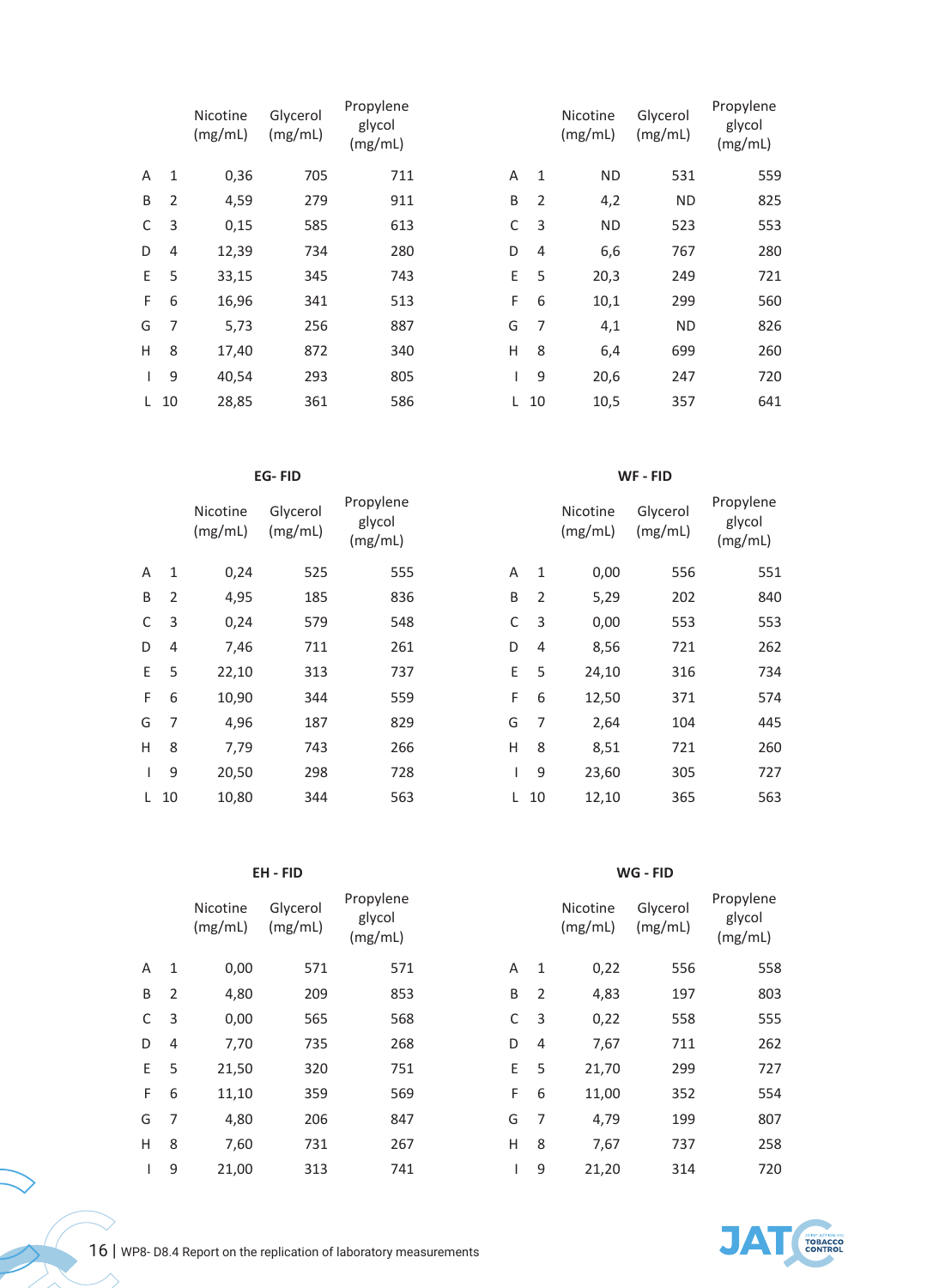| | | Nicotine (mg/mL) | Glycerol (mg/mL) | Propylene glycol (mg/mL) |
|---|---|---|---|---|
| A | 1 | 0,36 | 705 | 711 |
| B | 2 | 4,59 | 279 | 911 |
| C | 3 | 0,15 | 585 | 613 |
| D | 4 | 12,39 | 734 | 280 |
| E | 5 | 33,15 | 345 | 743 |
| F | 6 | 16,96 | 341 | 513 |
| G | 7 | 5,73 | 256 | 887 |
| H | 8 | 17,40 | 872 | 340 |
| I | 9 | 40,54 | 293 | 805 |
| L | 10 | 28,85 | 361 | 586 |

| | | Nicotine (mg/mL) | Glycerol (mg/mL) | Propylene glycol (mg/mL) |
|---|---|---|---|---|
| A | 1 | ND | 531 | 559 |
| B | 2 | 4,2 | ND | 825 |
| C | 3 | ND | 523 | 553 |
| D | 4 | 6,6 | 767 | 280 |
| E | 5 | 20,3 | 249 | 721 |
| F | 6 | 10,1 | 299 | 560 |
| G | 7 | 4,1 | ND | 826 |
| H | 8 | 6,4 | 699 | 260 |
| I | 9 | 20,6 | 247 | 720 |
| L | 10 | 10,5 | 357 | 641 |

**EG- FID**

| | | Nicotine (mg/mL) | Glycerol (mg/mL) | Propylene glycol (mg/mL) |
|---|---|---|---|---|
| A | 1 | 0,24 | 525 | 555 |
| B | 2 | 4,95 | 185 | 836 |
| C | 3 | 0,24 | 579 | 548 |
| D | 4 | 7,46 | 711 | 261 |
| E | 5 | 22,10 | 313 | 737 |
| F | 6 | 10,90 | 344 | 559 |
| G | 7 | 4,96 | 187 | 829 |
| H | 8 | 7,79 | 743 | 266 |
| I | 9 | 20,50 | 298 | 728 |
| L | 10 | 10,80 | 344 | 563 |

**WF - FID**

| | | Nicotine (mg/mL) | Glycerol (mg/mL) | Propylene glycol (mg/mL) |
|---|---|---|---|---|
| A | 1 | 0,00 | 556 | 551 |
| B | 2 | 5,29 | 202 | 840 |
| C | 3 | 0,00 | 553 | 553 |
| D | 4 | 8,56 | 721 | 262 |
| E | 5 | 24,10 | 316 | 734 |
| F | 6 | 12,50 | 371 | 574 |
| G | 7 | 2,64 | 104 | 445 |
| H | 8 | 8,51 | 721 | 260 |
| I | 9 | 23,60 | 305 | 727 |
| L | 10 | 12,10 | 365 | 563 |

**EH - FID**

| | | Nicotine (mg/mL) | Glycerol (mg/mL) | Propylene glycol (mg/mL) |
|---|---|---|---|---|
| A | 1 | 0,00 | 571 | 571 |
| B | 2 | 4,80 | 209 | 853 |
| C | 3 | 0,00 | 565 | 568 |
| D | 4 | 7,70 | 735 | 268 |
| E | 5 | 21,50 | 320 | 751 |
| F | 6 | 11,10 | 359 | 569 |
| G | 7 | 4,80 | 206 | 847 |
| H | 8 | 7,60 | 731 | 267 |
| I | 9 | 21,00 | 313 | 741 |

**WG - FID**

| | | Nicotine (mg/mL) | Glycerol (mg/mL) | Propylene glycol (mg/mL) |
|---|---|---|---|---|
| A | 1 | 0,22 | 556 | 558 |
| B | 2 | 4,83 | 197 | 803 |
| C | 3 | 0,22 | 558 | 555 |
| D | 4 | 7,67 | 711 | 262 |
| E | 5 | 21,70 | 299 | 727 |
| F | 6 | 11,00 | 352 | 554 |
| G | 7 | 4,79 | 199 | 807 |
| H | 8 | 7,67 | 737 | 258 |
| I | 9 | 21,20 | 314 | 720 |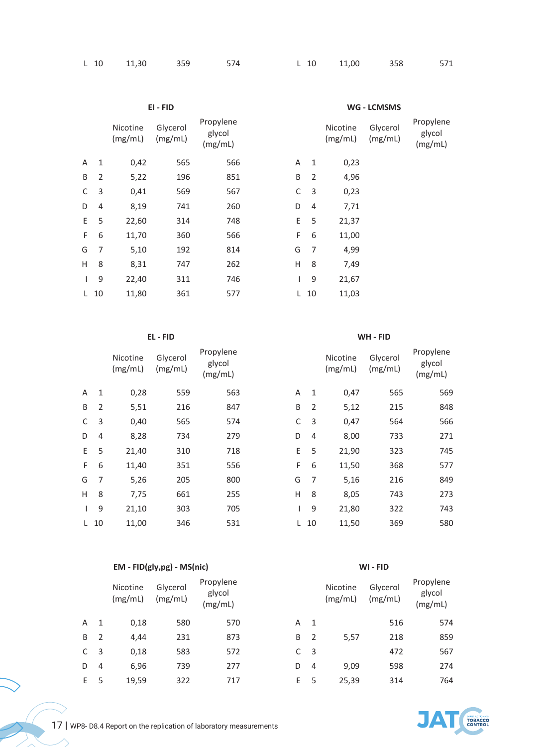| | | | | |
|---|---|---|---|---|
| L | 10 | 11,30 | 359 | 574 |

| | | | | |
|---|---|---|---|---|
| L | 10 | 11,00 | 358 | 571 |

**EI - FID**

| | | Nicotine (mg/mL) | Glycerol (mg/mL) | Propylene glycol (mg/mL) |
|---|---|---|---|---|
| A | 1 | 0,42 | 565 | 566 |
| B | 2 | 5,22 | 196 | 851 |
| C | 3 | 0,41 | 569 | 567 |
| D | 4 | 8,19 | 741 | 260 |
| E | 5 | 22,60 | 314 | 748 |
| F | 6 | 11,70 | 360 | 566 |
| G | 7 | 5,10 | 192 | 814 |
| H | 8 | 8,31 | 747 | 262 |
| I | 9 | 22,40 | 311 | 746 |
| L | 10 | 11,80 | 361 | 577 |

**WG - LCMSMS**

| | | Nicotine (mg/mL) | Glycerol (mg/mL) | Propylene glycol (mg/mL) |
|---|---|---|---|---|
| A | 1 | 0,23 | | |
| B | 2 | 4,96 | | |
| C | 3 | 0,23 | | |
| D | 4 | 7,71 | | |
| E | 5 | 21,37 | | |
| F | 6 | 11,00 | | |
| G | 7 | 4,99 | | |
| H | 8 | 7,49 | | |
| I | 9 | 21,67 | | |
| L | 10 | 11,03 | | |

**EL - FID**

| | | Nicotine (mg/mL) | Glycerol (mg/mL) | Propylene glycol (mg/mL) |
|---|---|---|---|---|
| A | 1 | 0,28 | 559 | 563 |
| B | 2 | 5,51 | 216 | 847 |
| C | 3 | 0,40 | 565 | 574 |
| D | 4 | 8,28 | 734 | 279 |
| E | 5 | 21,40 | 310 | 718 |
| F | 6 | 11,40 | 351 | 556 |
| G | 7 | 5,26 | 205 | 800 |
| H | 8 | 7,75 | 661 | 255 |
| I | 9 | 21,10 | 303 | 705 |
| L | 10 | 11,00 | 346 | 531 |

**WH - FID**

| | | Nicotine (mg/mL) | Glycerol (mg/mL) | Propylene glycol (mg/mL) |
|---|---|---|---|---|
| A | 1 | 0,47 | 565 | 569 |
| B | 2 | 5,12 | 215 | 848 |
| C | 3 | 0,47 | 564 | 566 |
| D | 4 | 8,00 | 733 | 271 |
| E | 5 | 21,90 | 323 | 745 |
| F | 6 | 11,50 | 368 | 577 |
| G | 7 | 5,16 | 216 | 849 |
| H | 8 | 8,05 | 743 | 273 |
| I | 9 | 21,80 | 322 | 743 |
| L | 10 | 11,50 | 369 | 580 |

**EM - FID(gly,pg) - MS(nic)**

| | | Nicotine (mg/mL) | Glycerol (mg/mL) | Propylene glycol (mg/mL) |
|---|---|---|---|---|
| A | 1 | 0,18 | 580 | 570 |
| B | 2 | 4,44 | 231 | 873 |
| C | 3 | 0,18 | 583 | 572 |
| D | 4 | 6,96 | 739 | 277 |
| E | 5 | 19,59 | 322 | 717 |

**WI - FID**

| | | Nicotine (mg/mL) | Glycerol (mg/mL) | Propylene glycol (mg/mL) |
|---|---|---|---|---|
| A | 1 | | 516 | 574 |
| B | 2 | 5,57 | 218 | 859 |
| C | 3 | | 472 | 567 |
| D | 4 | 9,09 | 598 | 274 |
| E | 5 | 25,39 | 314 | 764 |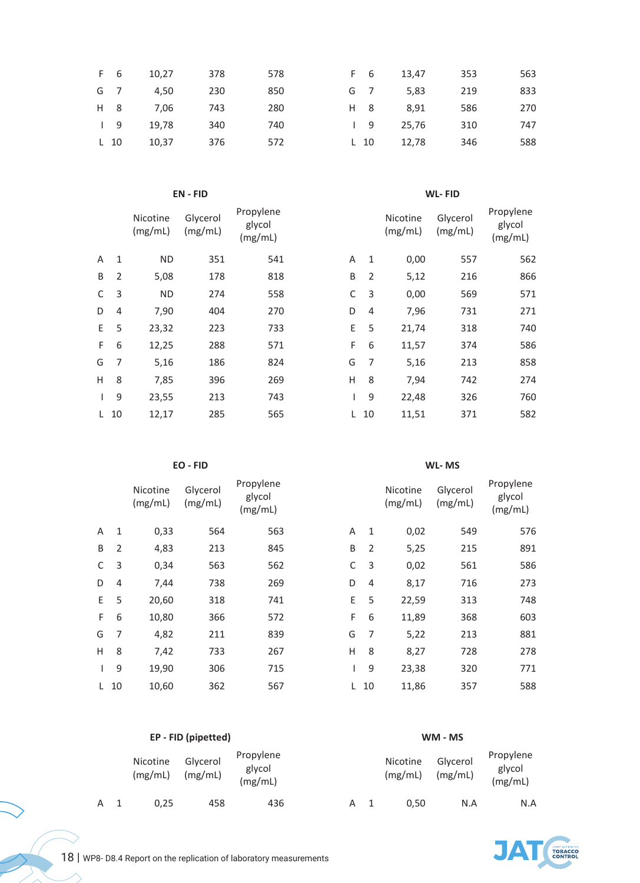| | | | | |
|---|---|---|---|---|
| F | 6 | 10,27 | 378 | 578 |
| G | 7 | 4,50 | 230 | 850 |
| H | 8 | 7,06 | 743 | 280 |
| I | 9 | 19,78 | 340 | 740 |
| L | 10 | 10,37 | 376 | 572 |

| | | | | |
|---|---|---|---|---|
| F | 6 | 13,47 | 353 | 563 |
| G | 7 | 5,83 | 219 | 833 |
| H | 8 | 8,91 | 586 | 270 |
| I | 9 | 25,76 | 310 | 747 |
| L | 10 | 12,78 | 346 | 588 |

**EN - FID**

| | | Nicotine (mg/mL) | Glycerol (mg/mL) | Propylene glycol (mg/mL) |
|---|---|---|---|---|
| A | 1 | ND | 351 | 541 |
| B | 2 | 5,08 | 178 | 818 |
| C | 3 | ND | 274 | 558 |
| D | 4 | 7,90 | 404 | 270 |
| E | 5 | 23,32 | 223 | 733 |
| F | 6 | 12,25 | 288 | 571 |
| G | 7 | 5,16 | 186 | 824 |
| H | 8 | 7,85 | 396 | 269 |
| I | 9 | 23,55 | 213 | 743 |
| L | 10 | 12,17 | 285 | 565 |

**WL- FID**

| | | Nicotine (mg/mL) | Glycerol (mg/mL) | Propylene glycol (mg/mL) |
|---|---|---|---|---|
| A | 1 | 0,00 | 557 | 562 |
| B | 2 | 5,12 | 216 | 866 |
| C | 3 | 0,00 | 569 | 571 |
| D | 4 | 7,96 | 731 | 271 |
| E | 5 | 21,74 | 318 | 740 |
| F | 6 | 11,57 | 374 | 586 |
| G | 7 | 5,16 | 213 | 858 |
| H | 8 | 7,94 | 742 | 274 |
| I | 9 | 22,48 | 326 | 760 |
| L | 10 | 11,51 | 371 | 582 |

**EO - FID**

| | | Nicotine (mg/mL) | Glycerol (mg/mL) | Propylene glycol (mg/mL) |
|---|---|---|---|---|
| A | 1 | 0,33 | 564 | 563 |
| B | 2 | 4,83 | 213 | 845 |
| C | 3 | 0,34 | 563 | 562 |
| D | 4 | 7,44 | 738 | 269 |
| E | 5 | 20,60 | 318 | 741 |
| F | 6 | 10,80 | 366 | 572 |
| G | 7 | 4,82 | 211 | 839 |
| H | 8 | 7,42 | 733 | 267 |
| I | 9 | 19,90 | 306 | 715 |
| L | 10 | 10,60 | 362 | 567 |

**WL- MS**

| | | Nicotine (mg/mL) | Glycerol (mg/mL) | Propylene glycol (mg/mL) |
|---|---|---|---|---|
| A | 1 | 0,02 | 549 | 576 |
| B | 2 | 5,25 | 215 | 891 |
| C | 3 | 0,02 | 561 | 586 |
| D | 4 | 8,17 | 716 | 273 |
| E | 5 | 22,59 | 313 | 748 |
| F | 6 | 11,89 | 368 | 603 |
| G | 7 | 5,22 | 213 | 881 |
| H | 8 | 8,27 | 728 | 278 |
| I | 9 | 23,38 | 320 | 771 |
| L | 10 | 11,86 | 357 | 588 |

**EP - FID (pipetted)**

| | | Nicotine (mg/mL) | Glycerol (mg/mL) | Propylene glycol (mg/mL) |
|---|---|---|---|---|
| A | 1 | 0,25 | 458 | 436 |

**WM - MS**

| | | Nicotine (mg/mL) | Glycerol (mg/mL) | Propylene glycol (mg/mL) |
|---|---|---|---|---|
| A | 1 | 0,50 | N.A | N.A |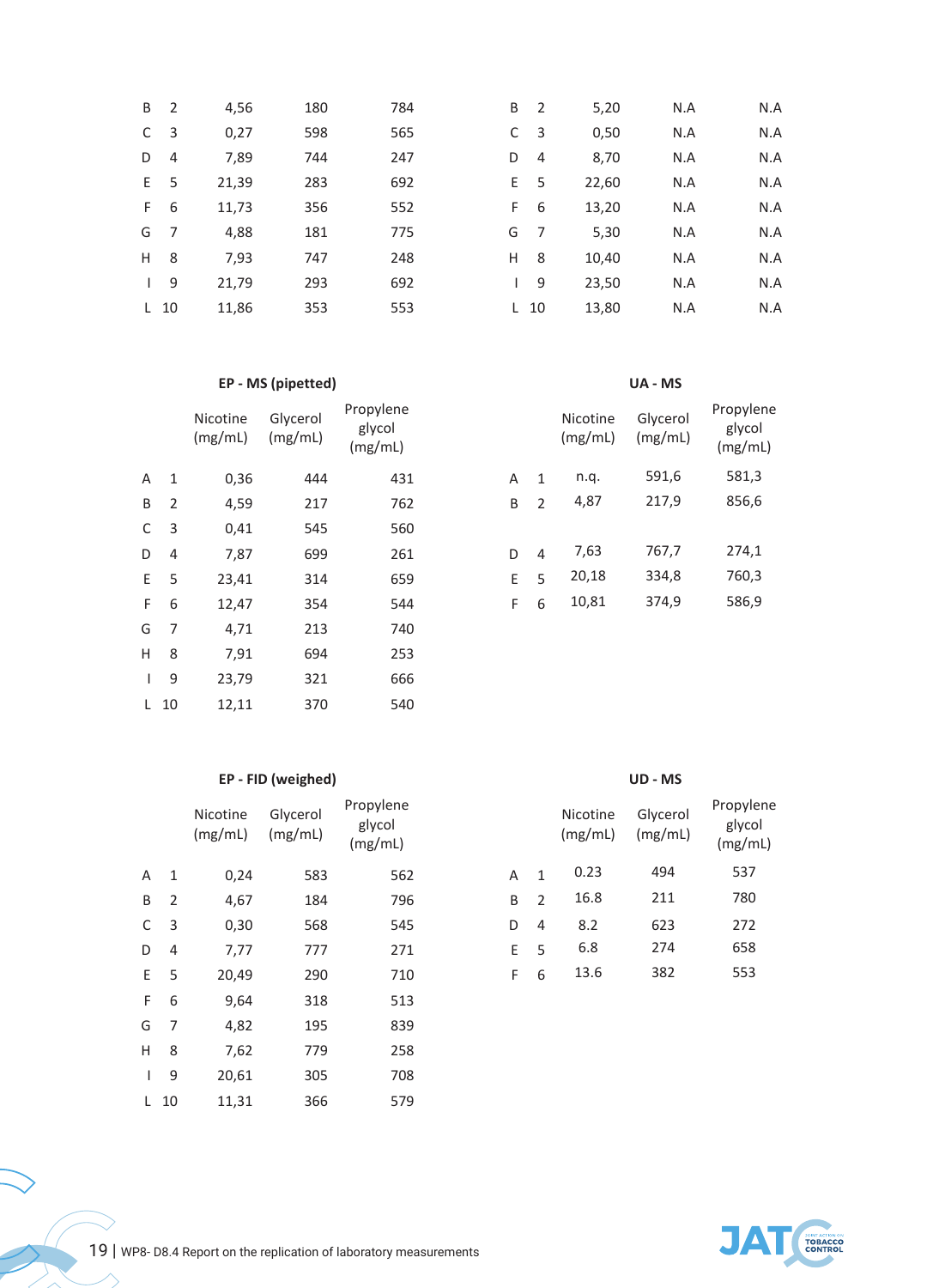| | | | | |
|---|---|---|---|---|
| B | 2 | 4,56 | 180 | 784 |
| C | 3 | 0,27 | 598 | 565 |
| D | 4 | 7,89 | 744 | 247 |
| E | 5 | 21,39 | 283 | 692 |
| F | 6 | 11,73 | 356 | 552 |
| G | 7 | 4,88 | 181 | 775 |
| H | 8 | 7,93 | 747 | 248 |
| I | 9 | 21,79 | 293 | 692 |
| L | 10 | 11,86 | 353 | 553 |

| | | | | |
|---|---|---|---|---|
| B | 2 | 5,20 | N.A | N.A |
| C | 3 | 0,50 | N.A | N.A |
| D | 4 | 8,70 | N.A | N.A |
| E | 5 | 22,60 | N.A | N.A |
| F | 6 | 13,20 | N.A | N.A |
| G | 7 | 5,30 | N.A | N.A |
| H | 8 | 10,40 | N.A | N.A |
| I | 9 | 23,50 | N.A | N.A |
| L | 10 | 13,80 | N.A | N.A |

**EP - MS (pipetted)**

| | | Nicotine (mg/mL) | Glycerol (mg/mL) | Propylene glycol (mg/mL) |
|---|---|---|---|---|
| A | 1 | 0,36 | 444 | 431 |
| B | 2 | 4,59 | 217 | 762 |
| C | 3 | 0,41 | 545 | 560 |
| D | 4 | 7,87 | 699 | 261 |
| E | 5 | 23,41 | 314 | 659 |
| F | 6 | 12,47 | 354 | 544 |
| G | 7 | 4,71 | 213 | 740 |
| H | 8 | 7,91 | 694 | 253 |
| I | 9 | 23,79 | 321 | 666 |
| L | 10 | 12,11 | 370 | 540 |

**UA - MS**

| | | Nicotine (mg/mL) | Glycerol (mg/mL) | Propylene glycol (mg/mL) |
|---|---|---|---|---|
| A | 1 | n.q. | 591,6 | 581,3 |
| B | 2 | 4,87 | 217,9 | 856,6 |
| D | 4 | 7,63 | 767,7 | 274,1 |
| E | 5 | 20,18 | 334,8 | 760,3 |
| F | 6 | 10,81 | 374,9 | 586,9 |

**EP - FID (weighed)**

| | | Nicotine (mg/mL) | Glycerol (mg/mL) | Propylene glycol (mg/mL) |
|---|---|---|---|---|
| A | 1 | 0,24 | 583 | 562 |
| B | 2 | 4,67 | 184 | 796 |
| C | 3 | 0,30 | 568 | 545 |
| D | 4 | 7,77 | 777 | 271 |
| E | 5 | 20,49 | 290 | 710 |
| F | 6 | 9,64 | 318 | 513 |
| G | 7 | 4,82 | 195 | 839 |
| H | 8 | 7,62 | 779 | 258 |
| I | 9 | 20,61 | 305 | 708 |
| L | 10 | 11,31 | 366 | 579 |

**UD - MS**

| | | Nicotine (mg/mL) | Glycerol (mg/mL) | Propylene glycol (mg/mL) |
|---|---|---|---|---|
| A | 1 | 0.23 | 494 | 537 |
| B | 2 | 16.8 | 211 | 780 |
| D | 4 | 8.2 | 623 | 272 |
| E | 5 | 6.8 | 274 | 658 |
| F | 6 | 13.6 | 382 | 553 |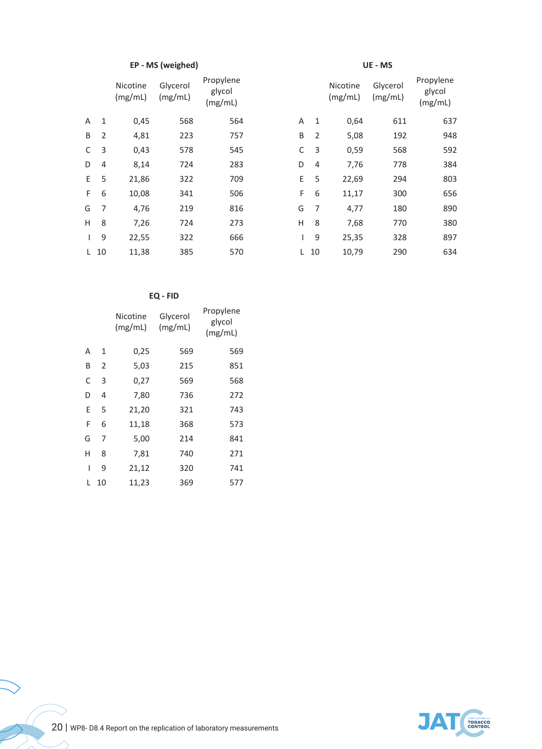**EP - MS (weighed)**

| | | Nicotine (mg/mL) | Glycerol (mg/mL) | Propylene glycol (mg/mL) |
|---|---|---|---|---|
| A | 1 | 0,45 | 568 | 564 |
| B | 2 | 4,81 | 223 | 757 |
| C | 3 | 0,43 | 578 | 545 |
| D | 4 | 8,14 | 724 | 283 |
| E | 5 | 21,86 | 322 | 709 |
| F | 6 | 10,08 | 341 | 506 |
| G | 7 | 4,76 | 219 | 816 |
| H | 8 | 7,26 | 724 | 273 |
| I | 9 | 22,55 | 322 | 666 |
| L | 10 | 11,38 | 385 | 570 |

**UE - MS**

| | | Nicotine (mg/mL) | Glycerol (mg/mL) | Propylene glycol (mg/mL) |
|---|---|---|---|---|
| A | 1 | 0,64 | 611 | 637 |
| B | 2 | 5,08 | 192 | 948 |
| C | 3 | 0,59 | 568 | 592 |
| D | 4 | 7,76 | 778 | 384 |
| E | 5 | 22,69 | 294 | 803 |
| F | 6 | 11,17 | 300 | 656 |
| G | 7 | 4,77 | 180 | 890 |
| H | 8 | 7,68 | 770 | 380 |
| I | 9 | 25,35 | 328 | 897 |
| L | 10 | 10,79 | 290 | 634 |

**EQ - FID**

| | | Nicotine (mg/mL) | Glycerol (mg/mL) | Propylene glycol (mg/mL) |
|---|---|---|---|---|
| A | 1 | 0,25 | 569 | 569 |
| B | 2 | 5,03 | 215 | 851 |
| C | 3 | 0,27 | 569 | 568 |
| D | 4 | 7,80 | 736 | 272 |
| E | 5 | 21,20 | 321 | 743 |
| F | 6 | 11,18 | 368 | 573 |
| G | 7 | 5,00 | 214 | 841 |
| H | 8 | 7,81 | 740 | 271 |
| I | 9 | 21,12 | 320 | 741 |
| L | 10 | 11,23 | 369 | 577 |